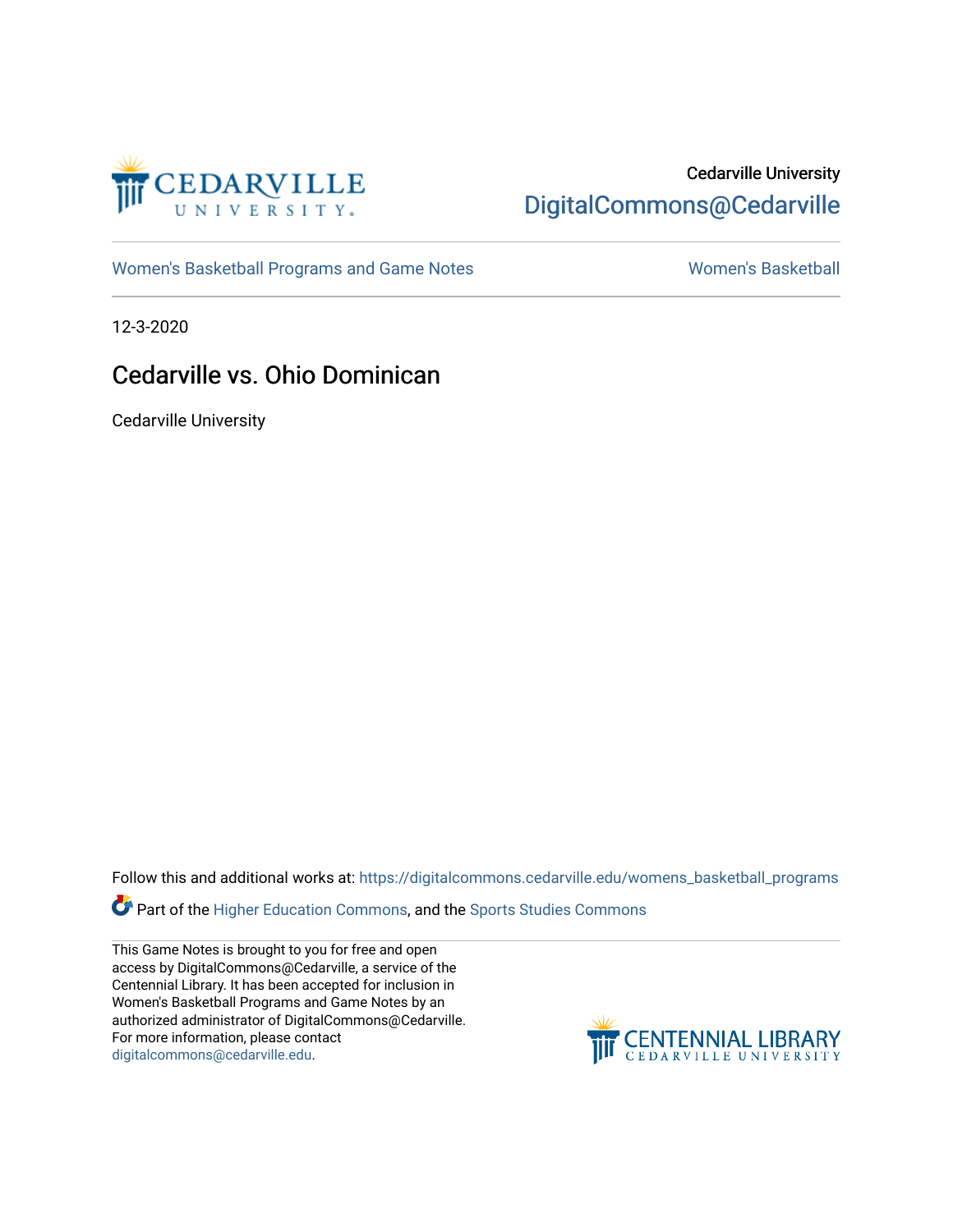Cedarville University

DigitalCommons@Cedarville

Women's Basketball Programs and Game Notes

Women's Basketball

12-3-2020

# Cedarville vs. Ohio Dominican

Cedarville University

Follow this and additional works at: https://digitalcommons.cedarville.edu/womens_basketball_programs

Part of the Higher Education Commons, and the Sports Studies Commons

This Game Notes is brought to you for free and open access by DigitalCommons@Cedarville, a service of the Centennial Library. It has been accepted for inclusion in Women's Basketball Programs and Game Notes by an authorized administrator of DigitalCommons@Cedarville. For more information, please contact digitalcommons@cedarville.edu.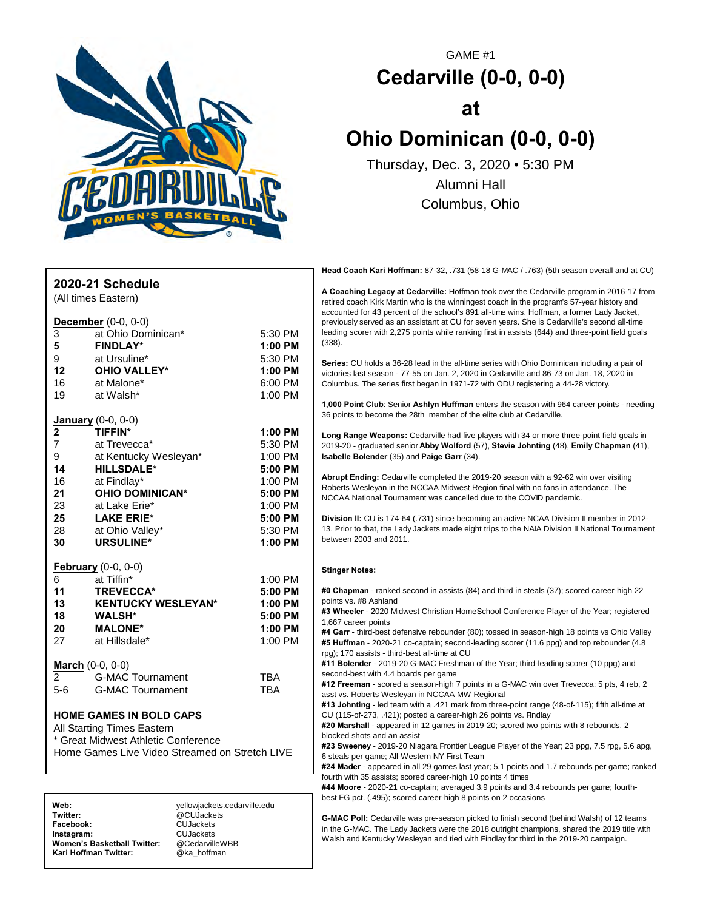GAME #1

# Cedarville (0-0, 0-0)

# at

# Ohio Dominican (0-0, 0-0)

Thursday, Dec. 3, 2020 • 5:30 PM
Alumni Hall
Columbus, Ohio

## 2020-21 Schedule

(All times Eastern)

**December** (0-0, 0-0)

| | | |
|---|---|---|
| 3 | at Ohio Dominican* | 5:30 PM |
| **5** | **FINDLAY*** | **1:00 PM** |
| 9 | at Ursuline* | 5:30 PM |
| **12** | **OHIO VALLEY*** | **1:00 PM** |
| 16 | at Malone* | 6:00 PM |
| 19 | at Walsh* | 1:00 PM |

**January** (0-0, 0-0)

| | | |
|---|---|---|
| **2** | **TIFFIN*** | **1:00 PM** |
| 7 | at Trevecca* | 5:30 PM |
| 9 | at Kentucky Wesleyan* | 1:00 PM |
| **14** | **HILLSDALE*** | **5:00 PM** |
| 16 | at Findlay* | 1:00 PM |
| **21** | **OHIO DOMINICAN*** | **5:00 PM** |
| 23 | at Lake Erie* | 1:00 PM |
| **25** | **LAKE ERIE*** | **5:00 PM** |
| 28 | at Ohio Valley* | 5:30 PM |
| **30** | **URSULINE*** | **1:00 PM** |

**February** (0-0, 0-0)

| | | |
|---|---|---|
| 6 | at Tiffin* | 1:00 PM |
| **11** | **TREVECCA*** | **5:00 PM** |
| **13** | **KENTUCKY WESLEYAN*** | **1:00 PM** |
| **18** | **WALSH*** | **5:00 PM** |
| **20** | **MALONE*** | **1:00 PM** |
| 27 | at Hillsdale* | 1:00 PM |

**March** (0-0, 0-0)

| | | |
|---|---|---|
| 2 | G-MAC Tournament | TBA |
| 5-6 | G-MAC Tournament | TBA |

**HOME GAMES IN BOLD CAPS**
All Starting Times Eastern
* Great Midwest Athletic Conference
Home Games Live Video Streamed on Stretch LIVE

| | |
|---|---|
| **Web:** | yellowjackets.cedarville.edu |
| **Twitter:** | @CUJackets |
| **Facebook:** | CUJackets |
| **Instagram:** | CUJackets |
| **Women's Basketball Twitter:** | @CedarvilleWBB |
| **Kari Hoffman Twitter:** | @ka_hoffman |

**Head Coach Kari Hoffman:** 87-32, .731 (58-18 G-MAC / .763) (5th season overall and at CU)

**A Coaching Legacy at Cedarville:** Hoffman took over the Cedarville program in 2016-17 from retired coach Kirk Martin who is the winningest coach in the program's 57-year history and accounted for 43 percent of the school's 891 all-time wins. Hoffman, a former Lady Jacket, previously served as an assistant at CU for seven years. She is Cedarville's second all-time leading scorer with 2,275 points while ranking first in assists (644) and three-point field goals (338).

**Series:** CU holds a 36-28 lead in the all-time series with Ohio Dominican including a pair of victories last season - 77-55 on Jan. 2, 2020 in Cedarville and 86-73 on Jan. 18, 2020 in Columbus. The series first began in 1971-72 with ODU registering a 44-28 victory.

**1,000 Point Club**: Senior **Ashlyn Huffman** enters the season with 964 career points - needing 36 points to become the 28th member of the elite club at Cedarville.

**Long Range Weapons:** Cedarville had five players with 34 or more three-point field goals in 2019-20 - graduated senior **Abby Wolford** (57), **Stevie Johnting** (48), **Emily Chapman** (41), **Isabelle Bolender** (35) and **Paige Garr** (34).

**Abrupt Ending:** Cedarville completed the 2019-20 season with a 92-62 win over visiting Roberts Wesleyan in the NCCAA Midwest Region final with no fans in attendance. The NCCAA National Tournament was cancelled due to the COVID pandemic.

**Division II:** CU is 174-64 (.731) since becoming an active NCAA Division II member in 2012-13. Prior to that, the Lady Jackets made eight trips to the NAIA Division II National Tournament between 2003 and 2011.

**Stinger Notes:**

**#0 Chapman** - ranked second in assists (84) and third in steals (37); scored career-high 22 points vs. #8 Ashland
**#3 Wheeler** - 2020 Midwest Christian HomeSchool Conference Player of the Year; registered 1,667 career points
**#4 Garr** - third-best defensive rebounder (80); tossed in season-high 18 points vs Ohio Valley
**#5 Huffman** - 2020-21 co-captain; second-leading scorer (11.6 ppg) and top rebounder (4.8 rpg); 170 assists - third-best all-time at CU
**#11 Bolender** - 2019-20 G-MAC Freshman of the Year; third-leading scorer (10 ppg) and second-best with 4.4 boards per game
**#12 Freeman** - scored a season-high 7 points in a G-MAC win over Trevecca; 5 pts, 4 reb, 2 asst vs. Roberts Wesleyan in NCCAA MW Regional
**#13 Johnting** - led team with a .421 mark from three-point range (48-of-115); fifth all-time at CU (115-of-273, .421); posted a career-high 26 points vs. Findlay
**#20 Marshall** - appeared in 12 games in 2019-20; scored two points with 8 rebounds, 2 blocked shots and an assist
**#23 Sweeney** - 2019-20 Niagara Frontier League Player of the Year; 23 ppg, 7.5 rpg, 5.6 apg, 6 steals per game; All-Western NY First Team
**#24 Mader** - appeared in all 29 games last year; 5.1 points and 1.7 rebounds per game; ranked fourth with 35 assists; scored career-high 10 points 4 times
**#44 Moore** - 2020-21 co-captain; averaged 3.9 points and 3.4 rebounds per game; fourth-best FG pct. (.495); scored career-high 8 points on 2 occasions

**G-MAC Poll:** Cedarville was pre-season picked to finish second (behind Walsh) of 12 teams in the G-MAC. The Lady Jackets were the 2018 outright champions, shared the 2019 title with Walsh and Kentucky Wesleyan and tied with Findlay for third in the 2019-20 campaign.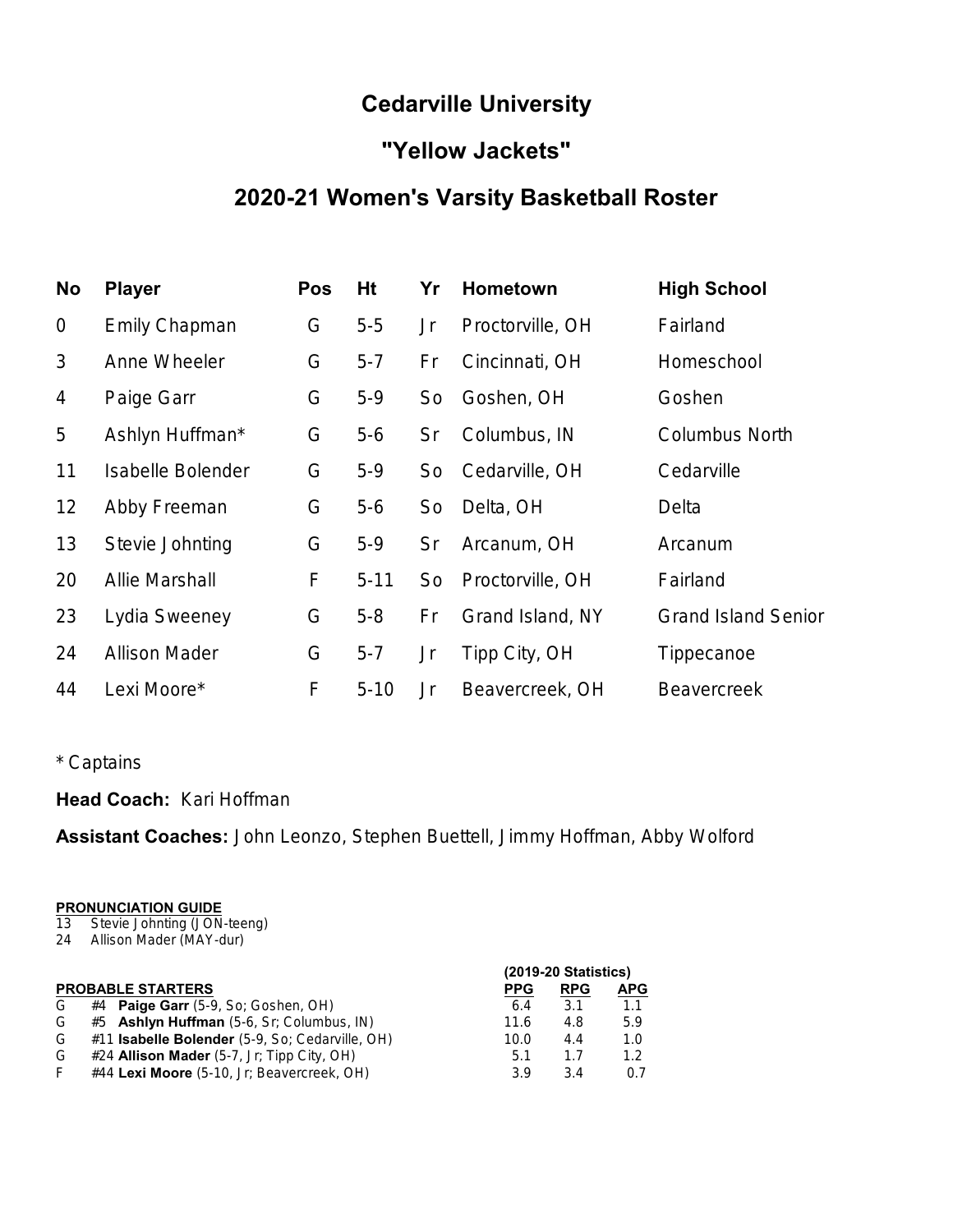# Cedarville University

## "Yellow Jackets"

## 2020-21 Women's Varsity Basketball Roster

| No | Player | Pos | Ht | Yr | Hometown | High School |
|---|---|---|---|---|---|---|
| 0 | Emily Chapman | G | 5-5 | Jr | Proctorville, OH | Fairland |
| 3 | Anne Wheeler | G | 5-7 | Fr | Cincinnati, OH | Homeschool |
| 4 | Paige Garr | G | 5-9 | So | Goshen, OH | Goshen |
| 5 | Ashlyn Huffman* | G | 5-6 | Sr | Columbus, IN | Columbus North |
| 11 | Isabelle Bolender | G | 5-9 | So | Cedarville, OH | Cedarville |
| 12 | Abby Freeman | G | 5-6 | So | Delta, OH | Delta |
| 13 | Stevie Johnting | G | 5-9 | Sr | Arcanum, OH | Arcanum |
| 20 | Allie Marshall | F | 5-11 | So | Proctorville, OH | Fairland |
| 23 | Lydia Sweeney | G | 5-8 | Fr | Grand Island, NY | Grand Island Senior |
| 24 | Allison Mader | G | 5-7 | Jr | Tipp City, OH | Tippecanoe |
| 44 | Lexi Moore* | F | 5-10 | Jr | Beavercreek, OH | Beavercreek |

* Captains

**Head Coach:** Kari Hoffman

**Assistant Coaches:** John Leonzo, Stephen Buettell, Jimmy Hoffman, Abby Wolford

**PRONUNCIATION GUIDE**

13 Stevie Johnting (JON-teeng)
24 Allison Mader (MAY-dur)

| PROBABLE STARTERS | | (2019-20 Statistics) PPG | RPG | APG |
|---|---|---|---|---|
| G | #4 **Paige Garr** (5-9, So; Goshen, OH) | 6.4 | 3.1 | 1.1 |
| G | #5 **Ashlyn Huffman** (5-6, Sr; Columbus, IN) | 11.6 | 4.8 | 5.9 |
| G | #11 **Isabelle Bolender** (5-9, So; Cedarville, OH) | 10.0 | 4.4 | 1.0 |
| G | #24 **Allison Mader** (5-7, Jr; Tipp City, OH) | 5.1 | 1.7 | 1.2 |
| F | #44 **Lexi Moore** (5-10, Jr; Beavercreek, OH) | 3.9 | 3.4 | 0.7 |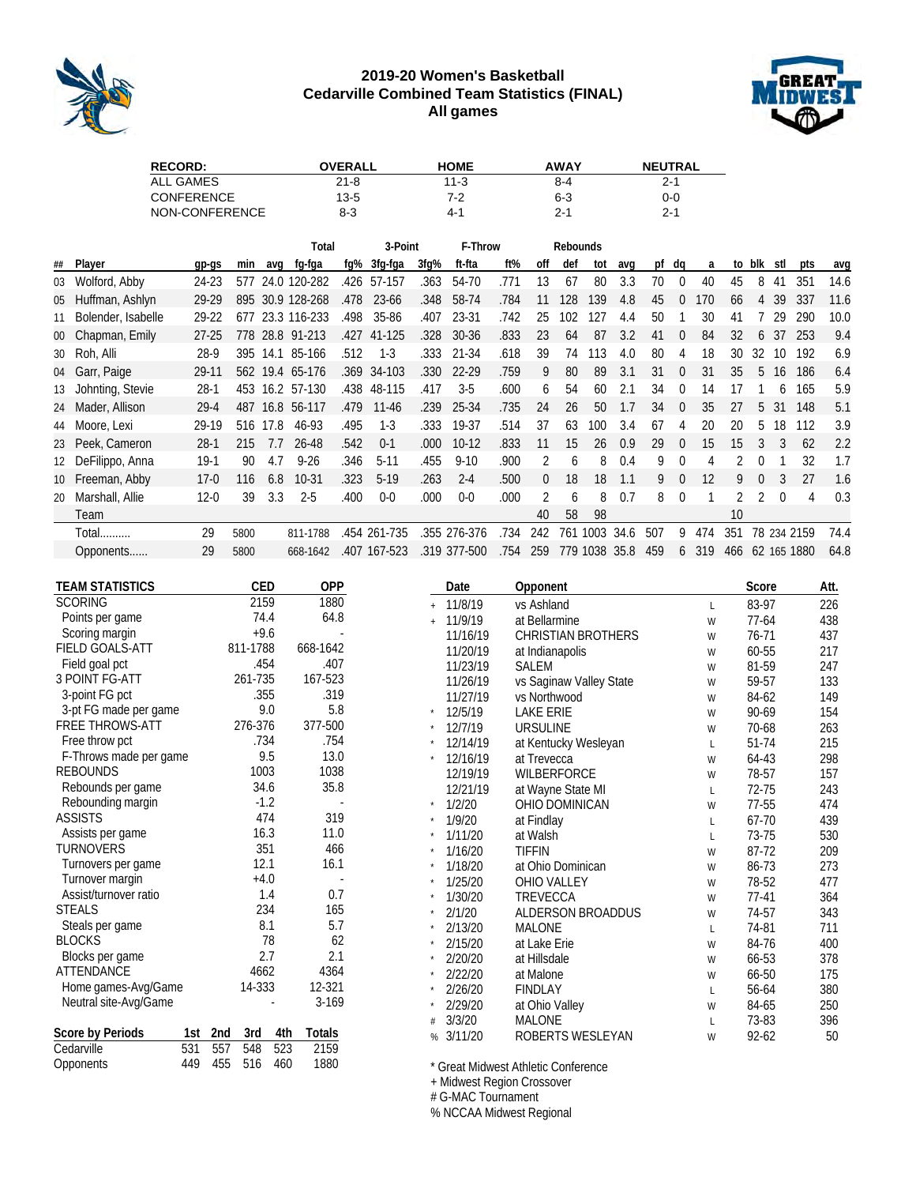# 2019-20 Women's Basketball
## Cedarville Combined Team Statistics (FINAL)
### All games

| RECORD: | OVERALL | HOME | AWAY | NEUTRAL |
|---|---|---|---|---|
| ALL GAMES | 21-8 | 11-3 | 8-4 | 2-1 |
| CONFERENCE | 13-5 | 7-2 | 6-3 | 0-0 |
| NON-CONFERENCE | 8-3 | 4-1 | 2-1 | 2-1 |

| ## | Player | gp-gs | min | avg | Total fg-fga | fg% | 3-Point 3fg-fga | 3fg% | F-Throw ft-fta | ft% | Rebounds off | def | tot | avg | pf | dq | a | to | blk | stl | pts | avg |
|---|---|---|---|---|---|---|---|---|---|---|---|---|---|---|---|---|---|---|---|---|---|---|
| 03 | Wolford, Abby | 24-23 | 577 | 24.0 | 120-282 | .426 | 57-157 | .363 | 54-70 | .771 | 13 | 67 | 80 | 3.3 | 70 | 0 | 40 | 45 | 8 | 41 | 351 | 14.6 |
| 05 | Huffman, Ashlyn | 29-29 | 895 | 30.9 | 128-268 | .478 | 23-66 | .348 | 58-74 | .784 | 11 | 128 | 139 | 4.8 | 45 | 0 | 170 | 66 | 4 | 39 | 337 | 11.6 |
| 11 | Bolender, Isabelle | 29-22 | 677 | 23.3 | 116-233 | .498 | 35-86 | .407 | 23-31 | .742 | 25 | 102 | 127 | 4.4 | 50 | 1 | 30 | 41 | 7 | 29 | 290 | 10.0 |
| 00 | Chapman, Emily | 27-25 | 778 | 28.8 | 91-213 | .427 | 41-125 | .328 | 30-36 | .833 | 23 | 64 | 87 | 3.2 | 41 | 0 | 84 | 32 | 6 | 37 | 253 | 9.4 |
| 30 | Roh, Alli | 28-9 | 395 | 14.1 | 85-166 | .512 | 1-3 | .333 | 21-34 | .618 | 39 | 74 | 113 | 4.0 | 80 | 4 | 18 | 30 | 32 | 10 | 192 | 6.9 |
| 04 | Garr, Paige | 29-11 | 562 | 19.4 | 65-176 | .369 | 34-103 | .330 | 22-29 | .759 | 9 | 80 | 89 | 3.1 | 31 | 0 | 31 | 35 | 5 | 16 | 186 | 6.4 |
| 13 | Johnting, Stevie | 28-1 | 453 | 16.2 | 57-130 | .438 | 48-115 | .417 | 3-5 | .600 | 6 | 54 | 60 | 2.1 | 34 | 0 | 14 | 17 | 1 | 6 | 165 | 5.9 |
| 24 | Mader, Allison | 29-4 | 487 | 16.8 | 56-117 | .479 | 11-46 | .239 | 25-34 | .735 | 24 | 26 | 50 | 1.7 | 34 | 0 | 35 | 27 | 5 | 31 | 148 | 5.1 |
| 44 | Moore, Lexi | 29-19 | 516 | 17.8 | 46-93 | .495 | 1-3 | .333 | 19-37 | .514 | 37 | 63 | 100 | 3.4 | 67 | 4 | 20 | 20 | 5 | 18 | 112 | 3.9 |
| 23 | Peek, Cameron | 28-1 | 215 | 7.7 | 26-48 | .542 | 0-1 | .000 | 10-12 | .833 | 11 | 15 | 26 | 0.9 | 29 | 0 | 15 | 15 | 3 | 3 | 62 | 2.2 |
| 12 | DeFilippo, Anna | 19-1 | 90 | 4.7 | 9-26 | .346 | 5-11 | .455 | 9-10 | .900 | 2 | 6 | 8 | 0.4 | 9 | 0 | 4 | 2 | 0 | 1 | 32 | 1.7 |
| 10 | Freeman, Abby | 17-0 | 116 | 6.8 | 10-31 | .323 | 5-19 | .263 | 2-4 | .500 | 0 | 18 | 18 | 1.1 | 9 | 0 | 12 | 9 | 0 | 3 | 27 | 1.6 |
| 20 | Marshall, Allie | 12-0 | 39 | 3.3 | 2-5 | .400 | 0-0 | .000 | 0-0 | .000 | 2 | 6 | 8 | 0.7 | 8 | 0 | 1 | 2 | 2 | 0 | 4 | 0.3 |
| | Team | | | | | | | | | | 40 | 58 | 98 | | | | | 10 | | | | |
| | Total.......... | 29 | 5800 | | 811-1788 | .454 | 261-735 | .355 | 276-376 | .734 | 242 | 761 | 1003 | 34.6 | 507 | 9 | 474 | 351 | 78 | 234 | 2159 | 74.4 |
| | Opponents...... | 29 | 5800 | | 668-1642 | .407 | 167-523 | .319 | 377-500 | .754 | 259 | 779 | 1038 | 35.8 | 459 | 6 | 319 | 466 | 62 | 165 | 1880 | 64.8 |

| TEAM STATISTICS | CED | OPP |
|---|---|---|
| SCORING | 2159 | 1880 |
| Points per game | 74.4 | 64.8 |
| Scoring margin | +9.6 | - |
| FIELD GOALS-ATT | 811-1788 | 668-1642 |
| Field goal pct | .454 | .407 |
| 3 POINT FG-ATT | 261-735 | 167-523 |
| 3-point FG pct | .355 | .319 |
| 3-pt FG made per game | 9.0 | 5.8 |
| FREE THROWS-ATT | 276-376 | 377-500 |
| Free throw pct | .734 | .754 |
| F-Throws made per game | 9.5 | 13.0 |
| REBOUNDS | 1003 | 1038 |
| Rebounds per game | 34.6 | 35.8 |
| Rebounding margin | -1.2 | - |
| ASSISTS | 474 | 319 |
| Assists per game | 16.3 | 11.0 |
| TURNOVERS | 351 | 466 |
| Turnovers per game | 12.1 | 16.1 |
| Turnover margin | +4.0 | - |
| Assist/turnover ratio | 1.4 | 0.7 |
| STEALS | 234 | 165 |
| Steals per game | 8.1 | 5.7 |
| BLOCKS | 78 | 62 |
| Blocks per game | 2.7 | 2.1 |
| ATTENDANCE | 4662 | 4364 |
| Home games-Avg/Game | 14-333 | 12-321 |
| Neutral site-Avg/Game | - | 3-169 |

| Score by Periods | 1st | 2nd | 3rd | 4th | Totals |
|---|---|---|---|---|---|
| Cedarville | 531 | 557 | 548 | 523 | 2159 |
| Opponents | 449 | 455 | 516 | 460 | 1880 |

| | Date | Opponent | | Score | Att. |
|---|---|---|---|---|---|
| + | 11/8/19 | vs Ashland | L | 83-97 | 226 |
| + | 11/9/19 | at Bellarmine | W | 77-64 | 438 |
| | 11/16/19 | CHRISTIAN BROTHERS | W | 76-71 | 437 |
| | 11/20/19 | at Indianapolis | W | 60-55 | 217 |
| | 11/23/19 | SALEM | W | 81-59 | 247 |
| | 11/26/19 | vs Saginaw Valley State | W | 59-57 | 133 |
| | 11/27/19 | vs Northwood | W | 84-62 | 149 |
| * | 12/5/19 | LAKE ERIE | W | 90-69 | 154 |
| * | 12/7/19 | URSULINE | W | 70-68 | 263 |
| * | 12/14/19 | at Kentucky Wesleyan | L | 51-74 | 215 |
| * | 12/16/19 | at Trevecca | W | 64-43 | 298 |
| | 12/19/19 | WILBERFORCE | W | 78-57 | 157 |
| | 12/21/19 | at Wayne State MI | L | 72-75 | 243 |
| * | 1/2/20 | OHIO DOMINICAN | W | 77-55 | 474 |
| * | 1/9/20 | at Findlay | L | 67-70 | 439 |
| * | 1/11/20 | at Walsh | L | 73-75 | 530 |
| * | 1/16/20 | TIFFIN | W | 87-72 | 209 |
| * | 1/18/20 | at Ohio Dominican | W | 86-73 | 273 |
| * | 1/25/20 | OHIO VALLEY | W | 78-52 | 477 |
| * | 1/30/20 | TREVECCA | W | 77-41 | 364 |
| * | 2/1/20 | ALDERSON BROADDUS | W | 74-57 | 343 |
| * | 2/13/20 | MALONE | L | 74-81 | 711 |
| * | 2/15/20 | at Lake Erie | W | 84-76 | 400 |
| * | 2/20/20 | at Hillsdale | W | 66-53 | 378 |
| * | 2/22/20 | at Malone | W | 66-50 | 175 |
| * | 2/26/20 | FINDLAY | L | 56-64 | 380 |
| * | 2/29/20 | at Ohio Valley | W | 84-65 | 250 |
| # | 3/3/20 | MALONE | L | 73-83 | 396 |
| % | 3/11/20 | ROBERTS WESLEYAN | W | 92-62 | 50 |

\* Great Midwest Athletic Conference
+ Midwest Region Crossover
# G-MAC Tournament
% NCCAA Midwest Regional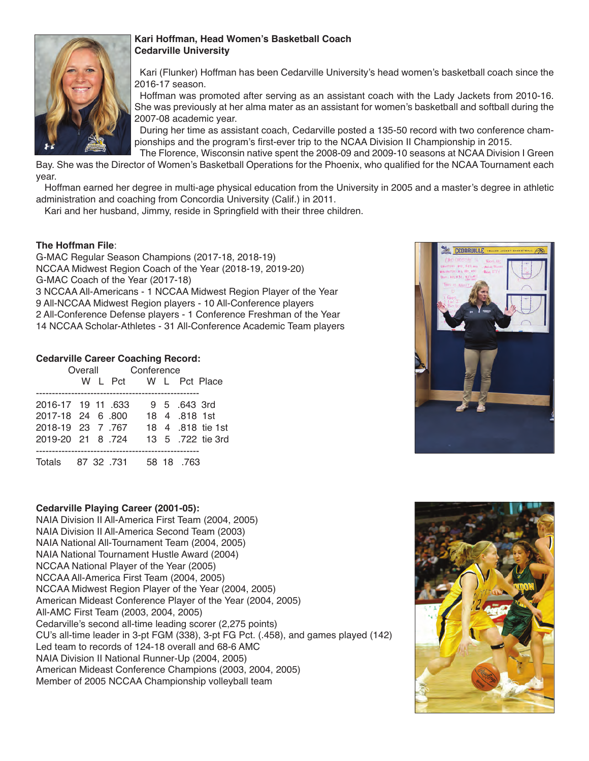**Kari Hoffman, Head Women's Basketball Coach**
**Cedarville University**

Kari (Flunker) Hoffman has been Cedarville University's head women's basketball coach since the 2016-17 season.

Hoffman was promoted after serving as an assistant coach with the Lady Jackets from 2010-16. She was previously at her alma mater as an assistant for women's basketball and softball during the 2007-08 academic year.

During her time as assistant coach, Cedarville posted a 135-50 record with two conference championships and the program's first-ever trip to the NCAA Division II Championship in 2015.

The Florence, Wisconsin native spent the 2008-09 and 2009-10 seasons at NCAA Division I Green Bay. She was the Director of Women's Basketball Operations for the Phoenix, who qualified for the NCAA Tournament each year.

Hoffman earned her degree in multi-age physical education from the University in 2005 and a master's degree in athletic administration and coaching from Concordia University (Calif.) in 2011.

Kari and her husband, Jimmy, reside in Springfield with their three children.

**The Hoffman File**:
G-MAC Regular Season Champions (2017-18, 2018-19)
NCCAA Midwest Region Coach of the Year (2018-19, 2019-20)
G-MAC Coach of the Year (2017-18)
3 NCCAA All-Americans - 1 NCCAA Midwest Region Player of the Year
9 All-NCCAA Midwest Region players - 10 All-Conference players
2 All-Conference Defense players - 1 Conference Freshman of the Year
14 NCCAA Scholar-Athletes - 31 All-Conference Academic Team players

**Cedarville Career Coaching Record:**

| | Overall | | | Conference | | | |
|---|---|---|---|---|---|---|---|
| | W | L | Pct | W | L | Pct | Place |
| 2016-17 | 19 | 11 | .633 | 9 | 5 | .643 | 3rd |
| 2017-18 | 24 | 6 | .800 | 18 | 4 | .818 | 1st |
| 2018-19 | 23 | 7 | .767 | 18 | 4 | .818 | tie 1st |
| 2019-20 | 21 | 8 | .724 | 13 | 5 | .722 | tie 3rd |
| Totals | 87 | 32 | .731 | 58 | 18 | .763 | |

**Cedarville Playing Career (2001-05):**
NAIA Division II All-America First Team (2004, 2005)
NAIA Division II All-America Second Team (2003)
NAIA National All-Tournament Team (2004, 2005)
NAIA National Tournament Hustle Award (2004)
NCCAA National Player of the Year (2005)
NCCAA All-America First Team (2004, 2005)
NCCAA Midwest Region Player of the Year (2004, 2005)
American Mideast Conference Player of the Year (2004, 2005)
All-AMC First Team (2003, 2004, 2005)
Cedarville's second all-time leading scorer (2,275 points)
CU's all-time leader in 3-pt FGM (338), 3-pt FG Pct. (.458), and games played (142)
Led team to records of 124-18 overall and 68-6 AMC
NAIA Division II National Runner-Up (2004, 2005)
American Mideast Conference Champions (2003, 2004, 2005)
Member of 2005 NCCAA Championship volleyball team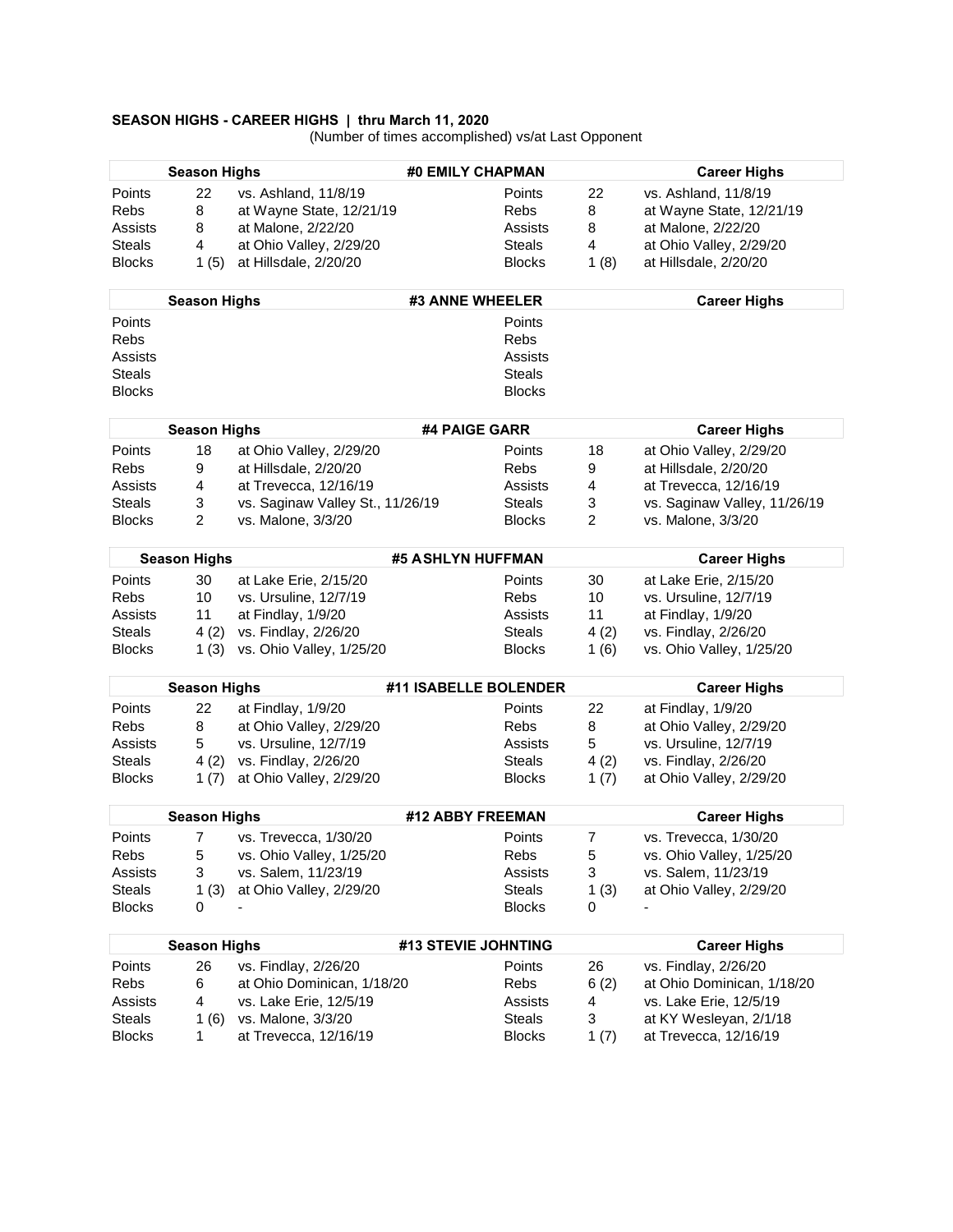**SEASON HIGHS - CAREER HIGHS | thru March 11, 2020**

(Number of times accomplished) vs/at Last Opponent

| Season Highs | | | #0 EMILY CHAPMAN | | Career Highs |
|---|---|---|---|---|---|
| Points | 22 | vs. Ashland, 11/8/19 | Points | 22 | vs. Ashland, 11/8/19 |
| Rebs | 8 | at Wayne State, 12/21/19 | Rebs | 8 | at Wayne State, 12/21/19 |
| Assists | 8 | at Malone, 2/22/20 | Assists | 8 | at Malone, 2/22/20 |
| Steals | 4 | at Ohio Valley, 2/29/20 | Steals | 4 | at Ohio Valley, 2/29/20 |
| Blocks | 1 (5) | at Hillsdale, 2/20/20 | Blocks | 1 (8) | at Hillsdale, 2/20/20 |

| Season Highs | | | #3 ANNE WHEELER | | Career Highs |
|---|---|---|---|---|---|
| Points | | | Points | | |
| Rebs | | | Rebs | | |
| Assists | | | Assists | | |
| Steals | | | Steals | | |
| Blocks | | | Blocks | | |

| Season Highs | | | #4 PAIGE GARR | | Career Highs |
|---|---|---|---|---|---|
| Points | 18 | at Ohio Valley, 2/29/20 | Points | 18 | at Ohio Valley, 2/29/20 |
| Rebs | 9 | at Hillsdale, 2/20/20 | Rebs | 9 | at Hillsdale, 2/20/20 |
| Assists | 4 | at Trevecca, 12/16/19 | Assists | 4 | at Trevecca, 12/16/19 |
| Steals | 3 | vs. Saginaw Valley St., 11/26/19 | Steals | 3 | vs. Saginaw Valley, 11/26/19 |
| Blocks | 2 | vs. Malone, 3/3/20 | Blocks | 2 | vs. Malone, 3/3/20 |

| Season Highs | | | #5 ASHLYN HUFFMAN | | Career Highs |
|---|---|---|---|---|---|
| Points | 30 | at Lake Erie, 2/15/20 | Points | 30 | at Lake Erie, 2/15/20 |
| Rebs | 10 | vs. Ursuline, 12/7/19 | Rebs | 10 | vs. Ursuline, 12/7/19 |
| Assists | 11 | at Findlay, 1/9/20 | Assists | 11 | at Findlay, 1/9/20 |
| Steals | 4 (2) | vs. Findlay, 2/26/20 | Steals | 4 (2) | vs. Findlay, 2/26/20 |
| Blocks | 1 (3) | vs. Ohio Valley, 1/25/20 | Blocks | 1 (6) | vs. Ohio Valley, 1/25/20 |

| Season Highs | | | #11 ISABELLE BOLENDER | | Career Highs |
|---|---|---|---|---|---|
| Points | 22 | at Findlay, 1/9/20 | Points | 22 | at Findlay, 1/9/20 |
| Rebs | 8 | at Ohio Valley, 2/29/20 | Rebs | 8 | at Ohio Valley, 2/29/20 |
| Assists | 5 | vs. Ursuline, 12/7/19 | Assists | 5 | vs. Ursuline, 12/7/19 |
| Steals | 4 (2) | vs. Findlay, 2/26/20 | Steals | 4 (2) | vs. Findlay, 2/26/20 |
| Blocks | 1 (7) | at Ohio Valley, 2/29/20 | Blocks | 1 (7) | at Ohio Valley, 2/29/20 |

| Season Highs | | | #12 ABBY FREEMAN | | Career Highs |
|---|---|---|---|---|---|
| Points | 7 | vs. Trevecca, 1/30/20 | Points | 7 | vs. Trevecca, 1/30/20 |
| Rebs | 5 | vs. Ohio Valley, 1/25/20 | Rebs | 5 | vs. Ohio Valley, 1/25/20 |
| Assists | 3 | vs. Salem, 11/23/19 | Assists | 3 | vs. Salem, 11/23/19 |
| Steals | 1 (3) | at Ohio Valley, 2/29/20 | Steals | 1 (3) | at Ohio Valley, 2/29/20 |
| Blocks | 0 | - | Blocks | 0 | - |

| Season Highs | | | #13 STEVIE JOHNTING | | Career Highs |
|---|---|---|---|---|---|
| Points | 26 | vs. Findlay, 2/26/20 | Points | 26 | vs. Findlay, 2/26/20 |
| Rebs | 6 | at Ohio Dominican, 1/18/20 | Rebs | 6 (2) | at Ohio Dominican, 1/18/20 |
| Assists | 4 | vs. Lake Erie, 12/5/19 | Assists | 4 | vs. Lake Erie, 12/5/19 |
| Steals | 1 (6) | vs. Malone, 3/3/20 | Steals | 3 | at KY Wesleyan, 2/1/18 |
| Blocks | 1 | at Trevecca, 12/16/19 | Blocks | 1 (7) | at Trevecca, 12/16/19 |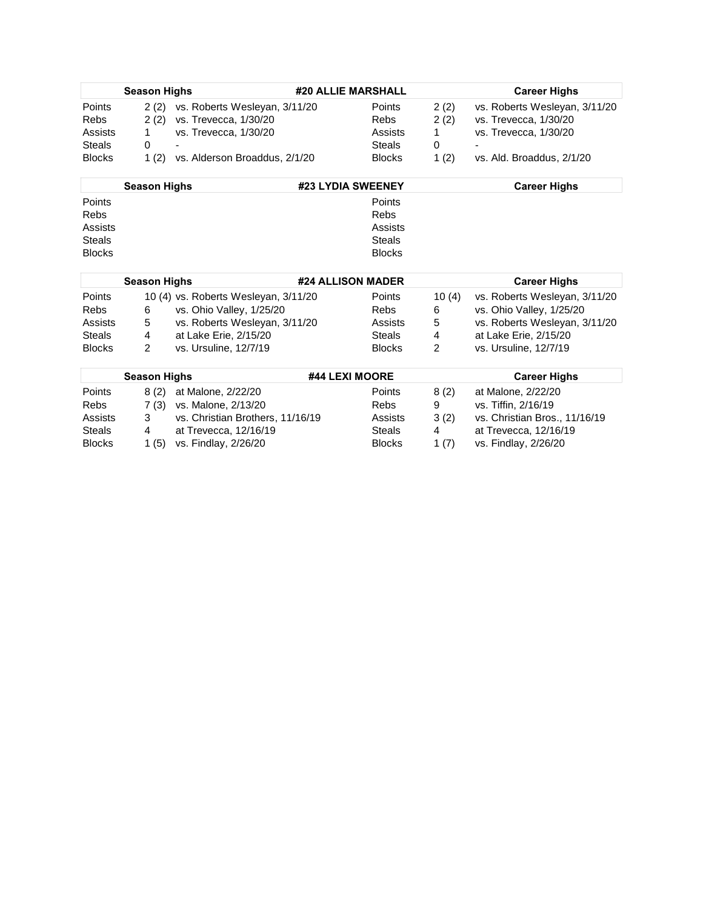## #20 ALLIE MARSHALL

| Season Highs | | | Career Highs | | |
|---|---|---|---|---|---|
| Points | 2 (2) | vs. Roberts Wesleyan, 3/11/20 | Points | 2 (2) | vs. Roberts Wesleyan, 3/11/20 |
| Rebs | 2 (2) | vs. Trevecca, 1/30/20 | Rebs | 2 (2) | vs. Trevecca, 1/30/20 |
| Assists | 1 | vs. Trevecca, 1/30/20 | Assists | 1 | vs. Trevecca, 1/30/20 |
| Steals | 0 | - | Steals | 0 | - |
| Blocks | 1 (2) | vs. Alderson Broaddus, 2/1/20 | Blocks | 1 (2) | vs. Ald. Broaddus, 2/1/20 |

## #23 LYDIA SWEENEY

| Season Highs | | | Career Highs | | |
|---|---|---|---|---|---|
| Points | | | Points | | |
| Rebs | | | Rebs | | |
| Assists | | | Assists | | |
| Steals | | | Steals | | |
| Blocks | | | Blocks | | |

## #24 ALLISON MADER

| Season Highs | | | Career Highs | | |
|---|---|---|---|---|---|
| Points | 10 (4) | vs. Roberts Wesleyan, 3/11/20 | Points | 10 (4) | vs. Roberts Wesleyan, 3/11/20 |
| Rebs | 6 | vs. Ohio Valley, 1/25/20 | Rebs | 6 | vs. Ohio Valley, 1/25/20 |
| Assists | 5 | vs. Roberts Wesleyan, 3/11/20 | Assists | 5 | vs. Roberts Wesleyan, 3/11/20 |
| Steals | 4 | at Lake Erie, 2/15/20 | Steals | 4 | at Lake Erie, 2/15/20 |
| Blocks | 2 | vs. Ursuline, 12/7/19 | Blocks | 2 | vs. Ursuline, 12/7/19 |

## #44 LEXI MOORE

| Season Highs | | | Career Highs | | |
|---|---|---|---|---|---|
| Points | 8 (2) | at Malone, 2/22/20 | Points | 8 (2) | at Malone, 2/22/20 |
| Rebs | 7 (3) | vs. Malone, 2/13/20 | Rebs | 9 | vs. Tiffin, 2/16/19 |
| Assists | 3 | vs. Christian Brothers, 11/16/19 | Assists | 3 (2) | vs. Christian Bros., 11/16/19 |
| Steals | 4 | at Trevecca, 12/16/19 | Steals | 4 | at Trevecca, 12/16/19 |
| Blocks | 1 (5) | vs. Findlay, 2/26/20 | Blocks | 1 (7) | vs. Findlay, 2/26/20 |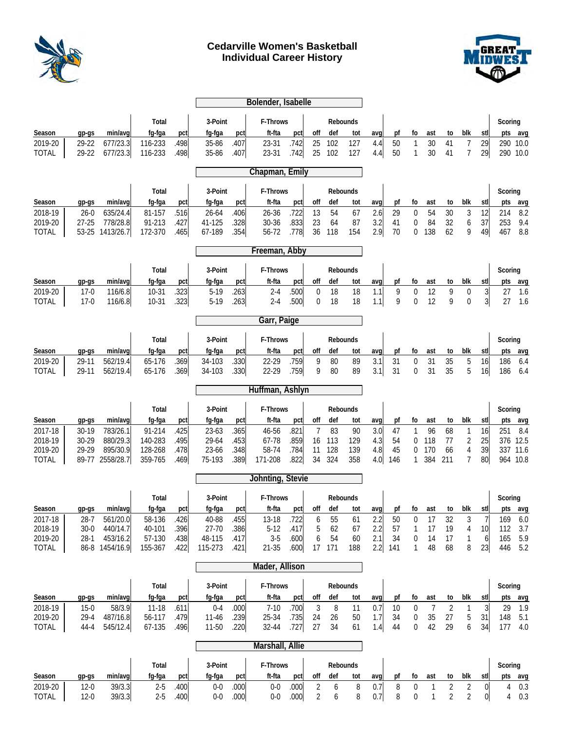# Cedarville Women's Basketball
## Individual Career History

### Bolender, Isabelle

| Season | gp-gs | min/avg | Total fg-fga | pct | 3-Point fg-fga | pct | F-Throws ft-fta | pct | Rebounds off | def | tot | avg | pf | fo | ast | to | blk | stl | Scoring pts | avg |
|---|---|---|---|---|---|---|---|---|---|---|---|---|---|---|---|---|---|---|---|---|
| 2019-20 | 29-22 | 677/23.3 | 116-233 | .498 | 35-86 | .407 | 23-31 | .742 | 25 | 102 | 127 | 4.4 | 50 | 1 | 30 | 41 | 7 | 29 | 290 | 10.0 |
| TOTAL | 29-22 | 677/23.3 | 116-233 | .498 | 35-86 | .407 | 23-31 | .742 | 25 | 102 | 127 | 4.4 | 50 | 1 | 30 | 41 | 7 | 29 | 290 | 10.0 |

### Chapman, Emily

| Season | gp-gs | min/avg | Total fg-fga | pct | 3-Point fg-fga | pct | F-Throws ft-fta | pct | Rebounds off | def | tot | avg | pf | fo | ast | to | blk | stl | Scoring pts | avg |
|---|---|---|---|---|---|---|---|---|---|---|---|---|---|---|---|---|---|---|---|---|
| 2018-19 | 26-0 | 635/24.4 | 81-157 | .516 | 26-64 | .406 | 26-36 | .722 | 13 | 54 | 67 | 2.6 | 29 | 0 | 54 | 30 | 3 | 12 | 214 | 8.2 |
| 2019-20 | 27-25 | 778/28.8 | 91-213 | .427 | 41-125 | .328 | 30-36 | .833 | 23 | 64 | 87 | 3.2 | 41 | 0 | 84 | 32 | 6 | 37 | 253 | 9.4 |
| TOTAL | 53-25 | 1413/26.7 | 172-370 | .465 | 67-189 | .354 | 56-72 | .778 | 36 | 118 | 154 | 2.9 | 70 | 0 | 138 | 62 | 9 | 49 | 467 | 8.8 |

### Freeman, Abby

| Season | gp-gs | min/avg | Total fg-fga | pct | 3-Point fg-fga | pct | F-Throws ft-fta | pct | Rebounds off | def | tot | avg | pf | fo | ast | to | blk | stl | Scoring pts | avg |
|---|---|---|---|---|---|---|---|---|---|---|---|---|---|---|---|---|---|---|---|---|
| 2019-20 | 17-0 | 116/6.8 | 10-31 | .323 | 5-19 | .263 | 2-4 | .500 | 0 | 18 | 18 | 1.1 | 9 | 0 | 12 | 9 | 0 | 3 | 27 | 1.6 |
| TOTAL | 17-0 | 116/6.8 | 10-31 | .323 | 5-19 | .263 | 2-4 | .500 | 0 | 18 | 18 | 1.1 | 9 | 0 | 12 | 9 | 0 | 3 | 27 | 1.6 |

### Garr, Paige

| Season | gp-gs | min/avg | Total fg-fga | pct | 3-Point fg-fga | pct | F-Throws ft-fta | pct | Rebounds off | def | tot | avg | pf | fo | ast | to | blk | stl | Scoring pts | avg |
|---|---|---|---|---|---|---|---|---|---|---|---|---|---|---|---|---|---|---|---|---|
| 2019-20 | 29-11 | 562/19.4 | 65-176 | .369 | 34-103 | .330 | 22-29 | .759 | 9 | 80 | 89 | 3.1 | 31 | 0 | 31 | 35 | 5 | 16 | 186 | 6.4 |
| TOTAL | 29-11 | 562/19.4 | 65-176 | .369 | 34-103 | .330 | 22-29 | .759 | 9 | 80 | 89 | 3.1 | 31 | 0 | 31 | 35 | 5 | 16 | 186 | 6.4 |

### Huffman, Ashlyn

| Season | gp-gs | min/avg | Total fg-fga | pct | 3-Point fg-fga | pct | F-Throws ft-fta | pct | Rebounds off | def | tot | avg | pf | fo | ast | to | blk | stl | Scoring pts | avg |
|---|---|---|---|---|---|---|---|---|---|---|---|---|---|---|---|---|---|---|---|---|
| 2017-18 | 30-19 | 783/26.1 | 91-214 | .425 | 23-63 | .365 | 46-56 | .821 | 7 | 83 | 90 | 3.0 | 47 | 1 | 96 | 68 | 1 | 16 | 251 | 8.4 |
| 2018-19 | 30-29 | 880/29.3 | 140-283 | .495 | 29-64 | .453 | 67-78 | .859 | 16 | 113 | 129 | 4.3 | 54 | 0 | 118 | 77 | 2 | 25 | 376 | 12.5 |
| 2019-20 | 29-29 | 895/30.9 | 128-268 | .478 | 23-66 | .348 | 58-74 | .784 | 11 | 128 | 139 | 4.8 | 45 | 0 | 170 | 66 | 4 | 39 | 337 | 11.6 |
| TOTAL | 89-77 | 2558/28.7 | 359-765 | .469 | 75-193 | .389 | 171-208 | .822 | 34 | 324 | 358 | 4.0 | 146 | 1 | 384 | 211 | 7 | 80 | 964 | 10.8 |

### Johnting, Stevie

| Season | gp-gs | min/avg | Total fg-fga | pct | 3-Point fg-fga | pct | F-Throws ft-fta | pct | Rebounds off | def | tot | avg | pf | fo | ast | to | blk | stl | Scoring pts | avg |
|---|---|---|---|---|---|---|---|---|---|---|---|---|---|---|---|---|---|---|---|---|
| 2017-18 | 28-7 | 561/20.0 | 58-136 | .426 | 40-88 | .455 | 13-18 | .722 | 6 | 55 | 61 | 2.2 | 50 | 0 | 17 | 32 | 3 | 7 | 169 | 6.0 |
| 2018-19 | 30-0 | 440/14.7 | 40-101 | .396 | 27-70 | .386 | 5-12 | .417 | 5 | 62 | 67 | 2.2 | 57 | 1 | 17 | 19 | 4 | 10 | 112 | 3.7 |
| 2019-20 | 28-1 | 453/16.2 | 57-130 | .438 | 48-115 | .417 | 3-5 | .600 | 6 | 54 | 60 | 2.1 | 34 | 0 | 14 | 17 | 1 | 6 | 165 | 5.9 |
| TOTAL | 86-8 | 1454/16.9 | 155-367 | .422 | 115-273 | .421 | 21-35 | .600 | 17 | 171 | 188 | 2.2 | 141 | 1 | 48 | 68 | 8 | 23 | 446 | 5.2 |

### Mader, Allison

| Season | gp-gs | min/avg | Total fg-fga | pct | 3-Point fg-fga | pct | F-Throws ft-fta | pct | Rebounds off | def | tot | avg | pf | fo | ast | to | blk | stl | Scoring pts | avg |
|---|---|---|---|---|---|---|---|---|---|---|---|---|---|---|---|---|---|---|---|---|
| 2018-19 | 15-0 | 58/3.9 | 11-18 | .611 | 0-4 | .000 | 7-10 | .700 | 3 | 8 | 11 | 0.7 | 10 | 0 | 7 | 2 | 1 | 3 | 29 | 1.9 |
| 2019-20 | 29-4 | 487/16.8 | 56-117 | .479 | 11-46 | .239 | 25-34 | .735 | 24 | 26 | 50 | 1.7 | 34 | 0 | 35 | 27 | 5 | 31 | 148 | 5.1 |
| TOTAL | 44-4 | 545/12.4 | 67-135 | .496 | 11-50 | .220 | 32-44 | .727 | 27 | 34 | 61 | 1.4 | 44 | 0 | 42 | 29 | 6 | 34 | 177 | 4.0 |

### Marshall, Allie

| Season | gp-gs | min/avg | Total fg-fga | pct | 3-Point fg-fga | pct | F-Throws ft-fta | pct | Rebounds off | def | tot | avg | pf | fo | ast | to | blk | stl | Scoring pts | avg |
|---|---|---|---|---|---|---|---|---|---|---|---|---|---|---|---|---|---|---|---|---|
| 2019-20 | 12-0 | 39/3.3 | 2-5 | .400 | 0-0 | .000 | 0-0 | .000 | 2 | 6 | 8 | 0.7 | 8 | 0 | 1 | 2 | 2 | 0 | 4 | 0.3 |
| TOTAL | 12-0 | 39/3.3 | 2-5 | .400 | 0-0 | .000 | 0-0 | .000 | 2 | 6 | 8 | 0.7 | 8 | 0 | 1 | 2 | 2 | 0 | 4 | 0.3 |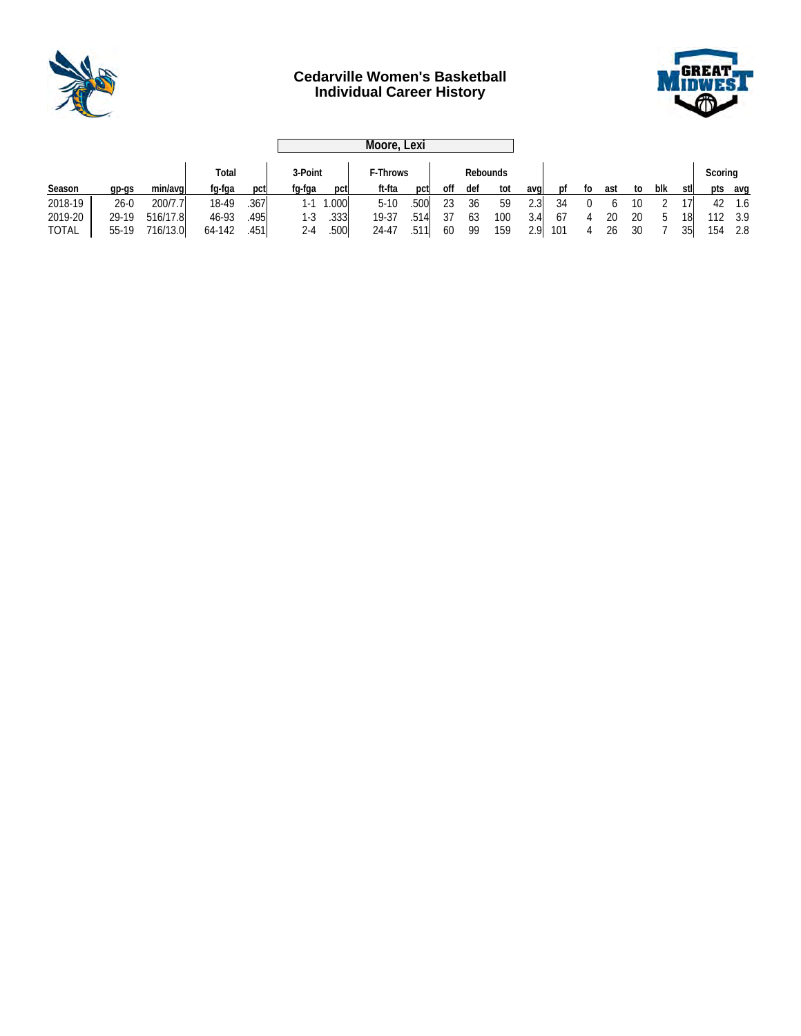# Cedarville Women's Basketball
## Individual Career History

**Moore, Lexi**

| | | | Total | | 3-Point | | F-Throws | | Rebounds | | | | | | | | | | Scoring | |
|---|---|---|---|---|---|---|---|---|---|---|---|---|---|---|---|---|---|---|---|---|
| Season | gp-gs | min/avg | fg-fga | pct | fg-fga | pct | ft-fta | pct | off | def | tot | avg | pf | fo | ast | to | blk | stl | pts | avg |
| 2018-19 | 26-0 | 200/7.7 | 18-49 | .367 | 1-1 | 1.000 | 5-10 | .500 | 23 | 36 | 59 | 2.3 | 34 | 0 | 6 | 10 | 2 | 17 | 42 | 1.6 |
| 2019-20 | 29-19 | 516/17.8 | 46-93 | .495 | 1-3 | .333 | 19-37 | .514 | 37 | 63 | 100 | 3.4 | 67 | 4 | 20 | 20 | 5 | 18 | 112 | 3.9 |
| TOTAL | 55-19 | 716/13.0 | 64-142 | .451 | 2-4 | .500 | 24-47 | .511 | 60 | 99 | 159 | 2.9 | 101 | 4 | 26 | 30 | 7 | 35 | 154 | 2.8 |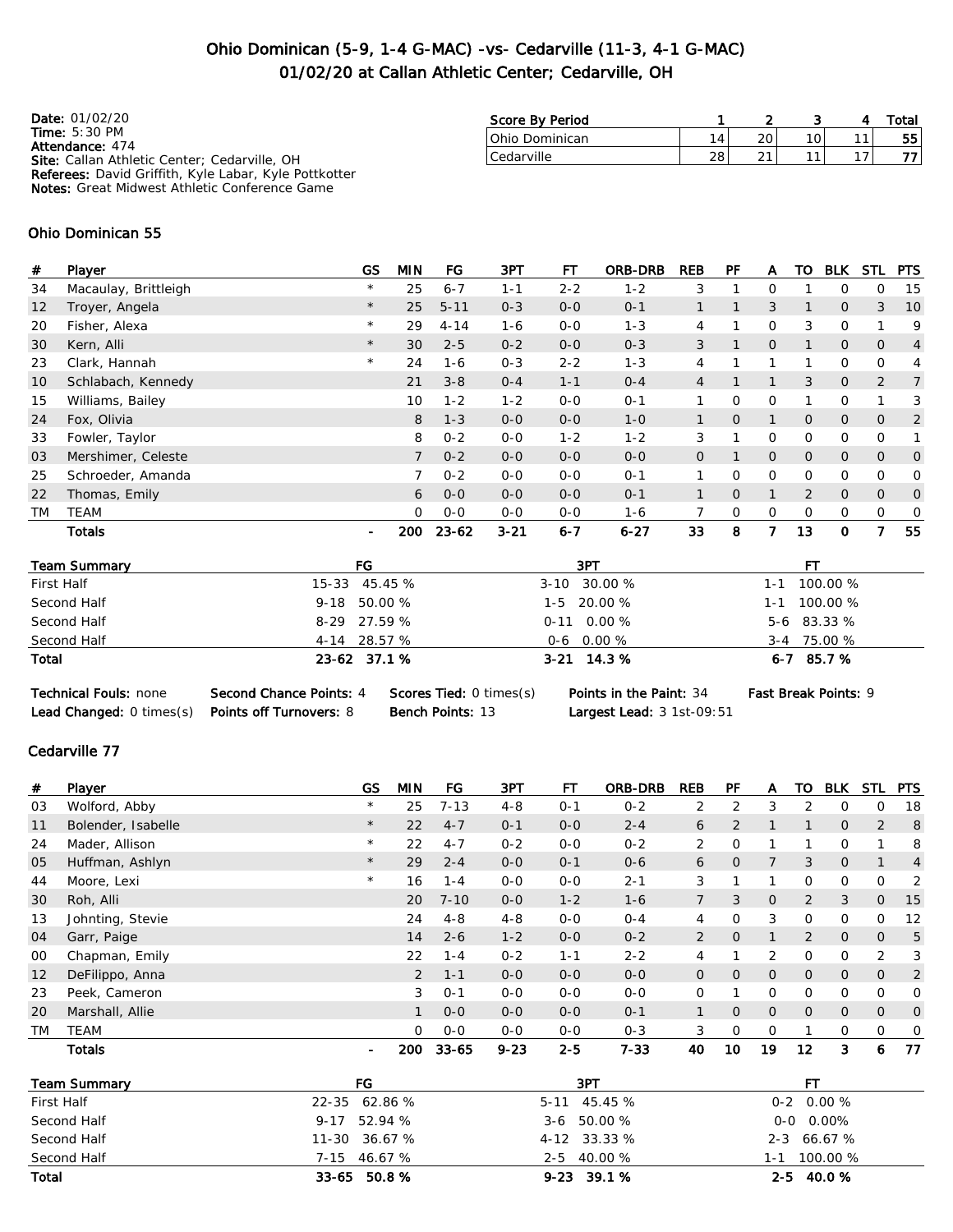# Ohio Dominican (5-9, 1-4 G-MAC) -vs- Cedarville (11-3, 4-1 G-MAC)
## 01/02/20 at Callan Athletic Center; Cedarville, OH

**Date:** 01/02/20
**Time:** 5:30 PM
**Attendance:** 474
**Site:** Callan Athletic Center; Cedarville, OH
**Referees:** David Griffith, Kyle Labar, Kyle Pottkotter
**Notes:** Great Midwest Athletic Conference Game

| Score By Period | 1 | 2 | 3 | 4 | Total |
|---|---|---|---|---|---|
| Ohio Dominican | 14 | 20 | 10 | 11 | 55 |
| Cedarville | 28 | 21 | 11 | 17 | 77 |

### Ohio Dominican 55

| # | Player | GS | MIN | FG | 3PT | FT | ORB-DRB | REB | PF | A | TO | BLK | STL | PTS |
|---|---|---|---|---|---|---|---|---|---|---|---|---|---|---|
| 34 | Macaulay, Brittleigh | * | 25 | 6-7 | 1-1 | 2-2 | 1-2 | 3 | 1 | 0 | 1 | 0 | 0 | 15 |
| 12 | Troyer, Angela | * | 25 | 5-11 | 0-3 | 0-0 | 0-1 | 1 | 1 | 3 | 1 | 0 | 3 | 10 |
| 20 | Fisher, Alexa | * | 29 | 4-14 | 1-6 | 0-0 | 1-3 | 4 | 1 | 0 | 3 | 0 | 1 | 9 |
| 30 | Kern, Alli | * | 30 | 2-5 | 0-2 | 0-0 | 0-3 | 3 | 1 | 0 | 1 | 0 | 0 | 4 |
| 23 | Clark, Hannah | * | 24 | 1-6 | 0-3 | 2-2 | 1-3 | 4 | 1 | 1 | 1 | 0 | 0 | 4 |
| 10 | Schlabach, Kennedy | | 21 | 3-8 | 0-4 | 1-1 | 0-4 | 4 | 1 | 1 | 3 | 0 | 2 | 7 |
| 15 | Williams, Bailey | | 10 | 1-2 | 1-2 | 0-0 | 0-1 | 1 | 0 | 0 | 1 | 0 | 1 | 3 |
| 24 | Fox, Olivia | | 8 | 1-3 | 0-0 | 0-0 | 1-0 | 1 | 0 | 1 | 0 | 0 | 0 | 2 |
| 33 | Fowler, Taylor | | 8 | 0-2 | 0-0 | 1-2 | 1-2 | 3 | 1 | 0 | 0 | 0 | 0 | 1 |
| 03 | Mershimer, Celeste | | 7 | 0-2 | 0-0 | 0-0 | 0-0 | 0 | 1 | 0 | 0 | 0 | 0 | 0 |
| 25 | Schroeder, Amanda | | 7 | 0-2 | 0-0 | 0-0 | 0-1 | 1 | 0 | 0 | 0 | 0 | 0 | 0 |
| 22 | Thomas, Emily | | 6 | 0-0 | 0-0 | 0-0 | 0-1 | 1 | 0 | 1 | 2 | 0 | 0 | 0 |
| TM | TEAM | | 0 | 0-0 | 0-0 | 0-0 | 1-6 | 7 | 0 | 0 | 0 | 0 | 0 | 0 |
| | **Totals** | - | **200** | **23-62** | **3-21** | **6-7** | **6-27** | **33** | **8** | **7** | **13** | **0** | **7** | **55** |

| Team Summary | FG | 3PT | FT |
|---|---|---|---|
| First Half | 15-33 45.45 % | 3-10 30.00 % | 1-1 100.00 % |
| Second Half | 9-18 50.00 % | 1-5 20.00 % | 1-1 100.00 % |
| Second Half | 8-29 27.59 % | 0-11 0.00 % | 5-6 83.33 % |
| Second Half | 4-14 28.57 % | 0-6 0.00 % | 3-4 75.00 % |
| **Total** | **23-62 37.1 %** | **3-21 14.3 %** | **6-7 85.7 %** |

**Technical Fouls:** none **Second Chance Points:** 4 **Scores Tied:** 0 times(s) **Points in the Paint:** 34 **Fast Break Points:** 9
**Lead Changed:** 0 times(s) **Points off Turnovers:** 8 **Bench Points:** 13 **Largest Lead:** 3 1st-09:51

### Cedarville 77

| # | Player | GS | MIN | FG | 3PT | FT | ORB-DRB | REB | PF | A | TO | BLK | STL | PTS |
|---|---|---|---|---|---|---|---|---|---|---|---|---|---|---|
| 03 | Wolford, Abby | * | 25 | 7-13 | 4-8 | 0-1 | 0-2 | 2 | 2 | 3 | 2 | 0 | 0 | 18 |
| 11 | Bolender, Isabelle | * | 22 | 4-7 | 0-1 | 0-0 | 2-4 | 6 | 2 | 1 | 1 | 0 | 2 | 8 |
| 24 | Mader, Allison | * | 22 | 4-7 | 0-2 | 0-0 | 0-2 | 2 | 0 | 1 | 1 | 0 | 1 | 8 |
| 05 | Huffman, Ashlyn | * | 29 | 2-4 | 0-0 | 0-1 | 0-6 | 6 | 0 | 7 | 3 | 0 | 1 | 4 |
| 44 | Moore, Lexi | * | 16 | 1-4 | 0-0 | 0-0 | 2-1 | 3 | 1 | 1 | 0 | 0 | 0 | 2 |
| 30 | Roh, Alli | | 20 | 7-10 | 0-0 | 1-2 | 1-6 | 7 | 3 | 0 | 2 | 3 | 0 | 15 |
| 13 | Johnting, Stevie | | 24 | 4-8 | 4-8 | 0-0 | 0-4 | 4 | 0 | 3 | 0 | 0 | 0 | 12 |
| 04 | Garr, Paige | | 14 | 2-6 | 1-2 | 0-0 | 0-2 | 2 | 0 | 1 | 2 | 0 | 0 | 5 |
| 00 | Chapman, Emily | | 22 | 1-4 | 0-2 | 1-1 | 2-2 | 4 | 1 | 2 | 0 | 0 | 2 | 3 |
| 12 | DeFilippo, Anna | | 2 | 1-1 | 0-0 | 0-0 | 0-0 | 0 | 0 | 0 | 0 | 0 | 0 | 2 |
| 23 | Peek, Cameron | | 3 | 0-1 | 0-0 | 0-0 | 0-0 | 0 | 1 | 0 | 0 | 0 | 0 | 0 |
| 20 | Marshall, Allie | | 1 | 0-0 | 0-0 | 0-0 | 0-1 | 1 | 0 | 0 | 0 | 0 | 0 | 0 |
| TM | TEAM | | 0 | 0-0 | 0-0 | 0-0 | 0-3 | 3 | 0 | 0 | 1 | 0 | 0 | 0 |
| | **Totals** | - | **200** | **33-65** | **9-23** | **2-5** | **7-33** | **40** | **10** | **19** | **12** | **3** | **6** | **77** |

| Team Summary | FG | 3PT | FT |
|---|---|---|---|
| First Half | 22-35 62.86 % | 5-11 45.45 % | 0-2 0.00 % |
| Second Half | 9-17 52.94 % | 3-6 50.00 % | 0-0 0.00% |
| Second Half | 11-30 36.67 % | 4-12 33.33 % | 2-3 66.67 % |
| Second Half | 7-15 46.67 % | 2-5 40.00 % | 1-1 100.00 % |
| **Total** | **33-65 50.8 %** | **9-23 39.1 %** | **2-5 40.0 %** |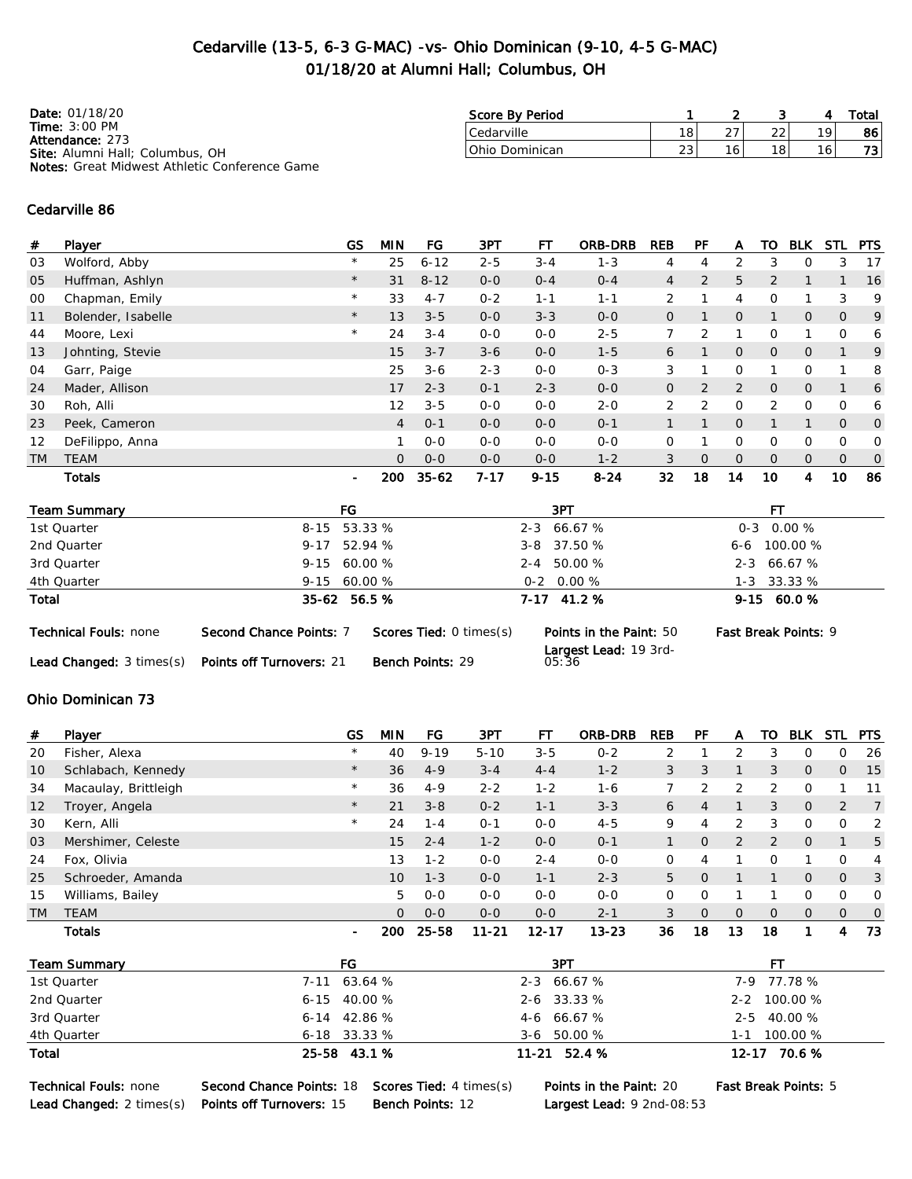# Cedarville (13-5, 6-3 G-MAC) -vs- Ohio Dominican (9-10, 4-5 G-MAC)
## 01/18/20 at Alumni Hall; Columbus, OH

**Date:** 01/18/20
**Time:** 3:00 PM
**Attendance:** 273
**Site:** Alumni Hall; Columbus, OH
**Notes:** Great Midwest Athletic Conference Game

| Score By Period | 1 | 2 | 3 | 4 | Total |
|---|---|---|---|---|---|
| Cedarville | 18 | 27 | 22 | 19 | 86 |
| Ohio Dominican | 23 | 16 | 18 | 16 | 73 |

### Cedarville 86

| # | Player | GS | MIN | FG | 3PT | FT | ORB-DRB | REB | PF | A | TO | BLK | STL | PTS |
|---|---|---|---|---|---|---|---|---|---|---|---|---|---|---|
| 03 | Wolford, Abby | * | 25 | 6-12 | 2-5 | 3-4 | 1-3 | 4 | 4 | 2 | 3 | 0 | 3 | 17 |
| 05 | Huffman, Ashlyn | * | 31 | 8-12 | 0-0 | 0-4 | 0-4 | 4 | 2 | 5 | 2 | 1 | 1 | 16 |
| 00 | Chapman, Emily | * | 33 | 4-7 | 0-2 | 1-1 | 1-1 | 2 | 1 | 4 | 0 | 1 | 3 | 9 |
| 11 | Bolender, Isabelle | * | 13 | 3-5 | 0-0 | 3-3 | 0-0 | 0 | 1 | 0 | 1 | 0 | 0 | 9 |
| 44 | Moore, Lexi | * | 24 | 3-4 | 0-0 | 0-0 | 2-5 | 7 | 2 | 1 | 0 | 1 | 0 | 6 |
| 13 | Johnting, Stevie | | 15 | 3-7 | 3-6 | 0-0 | 1-5 | 6 | 1 | 0 | 0 | 0 | 1 | 9 |
| 04 | Garr, Paige | | 25 | 3-6 | 2-3 | 0-0 | 0-3 | 3 | 1 | 0 | 1 | 0 | 1 | 8 |
| 24 | Mader, Allison | | 17 | 2-3 | 0-1 | 2-3 | 0-0 | 0 | 2 | 2 | 0 | 0 | 1 | 6 |
| 30 | Roh, Alli | | 12 | 3-5 | 0-0 | 0-0 | 2-0 | 2 | 2 | 0 | 2 | 0 | 0 | 6 |
| 23 | Peek, Cameron | | 4 | 0-1 | 0-0 | 0-0 | 0-1 | 1 | 1 | 0 | 1 | 1 | 0 | 0 |
| 12 | DeFilippo, Anna | | 1 | 0-0 | 0-0 | 0-0 | 0-0 | 0 | 1 | 0 | 0 | 0 | 0 | 0 |
| TM | TEAM | | 0 | 0-0 | 0-0 | 0-0 | 1-2 | 3 | 0 | 0 | 0 | 0 | 0 | 0 |
| | **Totals** | - | 200 | 35-62 | 7-17 | 9-15 | 8-24 | 32 | 18 | 14 | 10 | 4 | 10 | 86 |

| Team Summary | FG | 3PT | FT |
|---|---|---|---|
| 1st Quarter | 8-15 53.33 % | 2-3 66.67 % | 0-3 0.00 % |
| 2nd Quarter | 9-17 52.94 % | 3-8 37.50 % | 6-6 100.00 % |
| 3rd Quarter | 9-15 60.00 % | 2-4 50.00 % | 2-3 66.67 % |
| 4th Quarter | 9-15 60.00 % | 0-2 0.00 % | 1-3 33.33 % |
| **Total** | **35-62 56.5 %** | **7-17 41.2 %** | **9-15 60.0 %** |

**Technical Fouls:** none | **Second Chance Points:** 7 | **Scores Tied:** 0 times(s) | **Points in the Paint:** 50 | **Fast Break Points:** 9
**Lead Changed:** 3 times(s) | **Points off Turnovers:** 21 | **Bench Points:** 29 | **Largest Lead:** 19 3rd-05:36

### Ohio Dominican 73

| # | Player | GS | MIN | FG | 3PT | FT | ORB-DRB | REB | PF | A | TO | BLK | STL | PTS |
|---|---|---|---|---|---|---|---|---|---|---|---|---|---|---|
| 20 | Fisher, Alexa | * | 40 | 9-19 | 5-10 | 3-5 | 0-2 | 2 | 1 | 2 | 3 | 0 | 0 | 26 |
| 10 | Schlabach, Kennedy | * | 36 | 4-9 | 3-4 | 4-4 | 1-2 | 3 | 3 | 1 | 3 | 0 | 0 | 15 |
| 34 | Macaulay, Brittleigh | * | 36 | 4-9 | 2-2 | 1-2 | 1-6 | 7 | 2 | 2 | 2 | 0 | 1 | 11 |
| 12 | Troyer, Angela | * | 21 | 3-8 | 0-2 | 1-1 | 3-3 | 6 | 4 | 1 | 3 | 0 | 2 | 7 |
| 30 | Kern, Alli | * | 24 | 1-4 | 0-1 | 0-0 | 4-5 | 9 | 4 | 2 | 3 | 0 | 0 | 2 |
| 03 | Mershimer, Celeste | | 15 | 2-4 | 1-2 | 0-0 | 0-1 | 1 | 0 | 2 | 2 | 0 | 1 | 5 |
| 24 | Fox, Olivia | | 13 | 1-2 | 0-0 | 2-4 | 0-0 | 0 | 4 | 1 | 0 | 1 | 0 | 4 |
| 25 | Schroeder, Amanda | | 10 | 1-3 | 0-0 | 1-1 | 2-3 | 5 | 0 | 1 | 1 | 0 | 0 | 3 |
| 15 | Williams, Bailey | | 5 | 0-0 | 0-0 | 0-0 | 0-0 | 0 | 0 | 1 | 1 | 0 | 0 | 0 |
| TM | TEAM | | 0 | 0-0 | 0-0 | 0-0 | 2-1 | 3 | 0 | 0 | 0 | 0 | 0 | 0 |
| | **Totals** | - | 200 | 25-58 | 11-21 | 12-17 | 13-23 | 36 | 18 | 13 | 18 | 1 | 4 | 73 |

| Team Summary | FG | 3PT | FT |
|---|---|---|---|
| 1st Quarter | 7-11 63.64 % | 2-3 66.67 % | 7-9 77.78 % |
| 2nd Quarter | 6-15 40.00 % | 2-6 33.33 % | 2-2 100.00 % |
| 3rd Quarter | 6-14 42.86 % | 4-6 66.67 % | 2-5 40.00 % |
| 4th Quarter | 6-18 33.33 % | 3-6 50.00 % | 1-1 100.00 % |
| **Total** | **25-58 43.1 %** | **11-21 52.4 %** | **12-17 70.6 %** |

**Technical Fouls:** none | **Second Chance Points:** 18 | **Scores Tied:** 4 times(s) | **Points in the Paint:** 20 | **Fast Break Points:** 5
**Lead Changed:** 2 times(s) | **Points off Turnovers:** 15 | **Bench Points:** 12 | **Largest Lead:** 9 2nd-08:53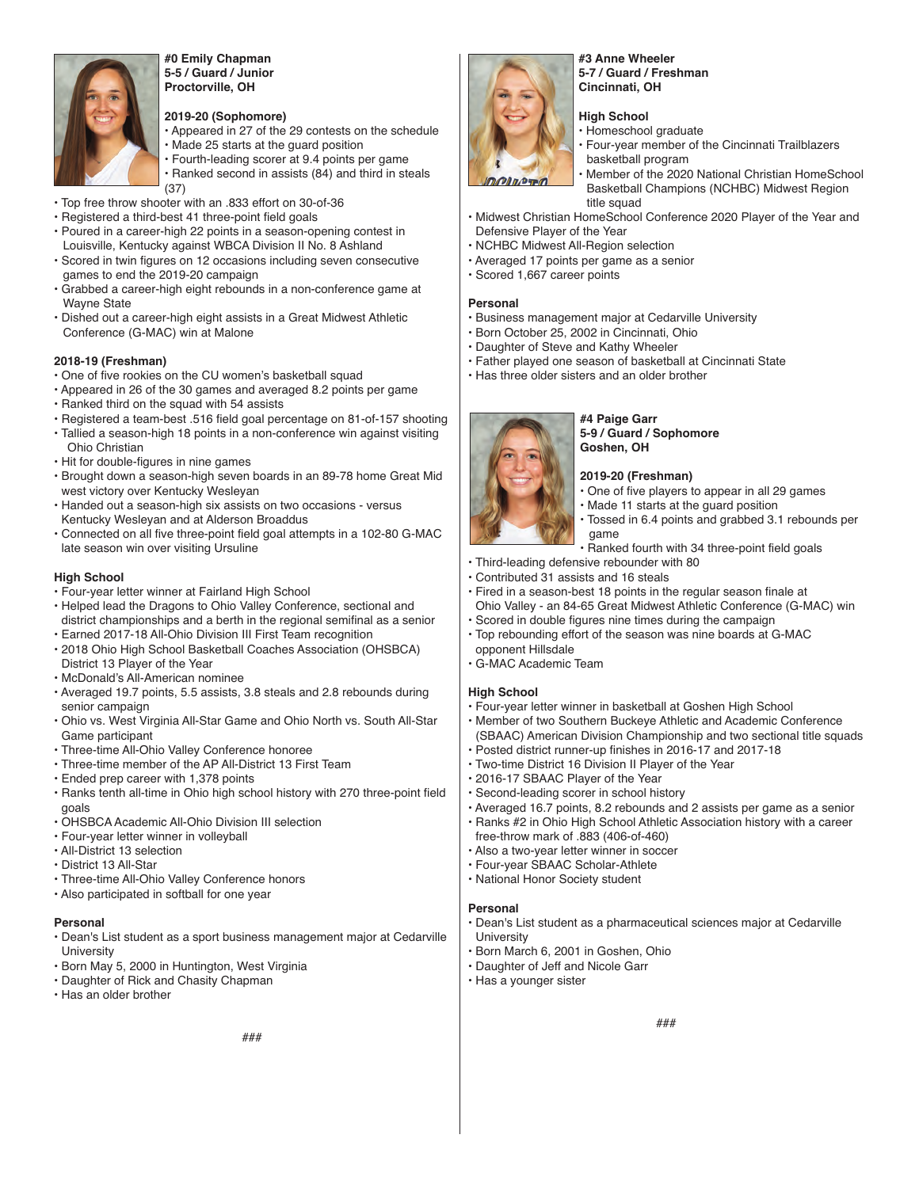**#0 Emily Chapman**
**5-5 / Guard / Junior**
**Proctorville, OH**

### 2019-20 (Sophomore)

- Appeared in 27 of the 29 contests on the schedule
- Made 25 starts at the guard position
- Fourth-leading scorer at 9.4 points per game
- Ranked second in assists (84) and third in steals (37)
- Top free throw shooter with an .833 effort on 30-of-36
- Registered a third-best 41 three-point field goals
- Poured in a career-high 22 points in a season-opening contest in Louisville, Kentucky against WBCA Division II No. 8 Ashland
- Scored in twin figures on 12 occasions including seven consecutive games to end the 2019-20 campaign
- Grabbed a career-high eight rebounds in a non-conference game at Wayne State
- Dished out a career-high eight assists in a Great Midwest Athletic Conference (G-MAC) win at Malone

### 2018-19 (Freshman)

- One of five rookies on the CU women's basketball squad
- Appeared in 26 of the 30 games and averaged 8.2 points per game
- Ranked third on the squad with 54 assists
- Registered a team-best .516 field goal percentage on 81-of-157 shooting
- Tallied a season-high 18 points in a non-conference win against visiting Ohio Christian
- Hit for double-figures in nine games
- Brought down a season-high seven boards in an 89-78 home Great Mid west victory over Kentucky Wesleyan
- Handed out a season-high six assists on two occasions - versus Kentucky Wesleyan and at Alderson Broaddus
- Connected on all five three-point field goal attempts in a 102-80 G-MAC late season win over visiting Ursuline

### High School

- Four-year letter winner at Fairland High School
- Helped lead the Dragons to Ohio Valley Conference, sectional and district championships and a berth in the regional semifinal as a senior
- Earned 2017-18 All-Ohio Division III First Team recognition
- 2018 Ohio High School Basketball Coaches Association (OHSBCA) District 13 Player of the Year
- McDonald's All-American nominee
- Averaged 19.7 points, 5.5 assists, 3.8 steals and 2.8 rebounds during senior campaign
- Ohio vs. West Virginia All-Star Game and Ohio North vs. South All-Star Game participant
- Three-time All-Ohio Valley Conference honoree
- Three-time member of the AP All-District 13 First Team
- Ended prep career with 1,378 points
- Ranks tenth all-time in Ohio high school history with 270 three-point field goals
- OHSBCA Academic All-Ohio Division III selection
- Four-year letter winner in volleyball
- All-District 13 selection
- District 13 All-Star
- Three-time All-Ohio Valley Conference honors
- Also participated in softball for one year

### Personal

- Dean's List student as a sport business management major at Cedarville University
- Born May 5, 2000 in Huntington, West Virginia
- Daughter of Rick and Chasity Chapman
- Has an older brother

###

**#3 Anne Wheeler**
**5-7 / Guard / Freshman**
**Cincinnati, OH**

### High School

- Homeschool graduate
- Four-year member of the Cincinnati Trailblazers basketball program
- Member of the 2020 National Christian HomeSchool Basketball Champions (NCHBC) Midwest Region title squad
- Midwest Christian HomeSchool Conference 2020 Player of the Year and Defensive Player of the Year
- NCHBC Midwest All-Region selection
- Averaged 17 points per game as a senior
- Scored 1,667 career points

### Personal

- Business management major at Cedarville University
- Born October 25, 2002 in Cincinnati, Ohio
- Daughter of Steve and Kathy Wheeler
- Father played one season of basketball at Cincinnati State
- Has three older sisters and an older brother

**#4 Paige Garr**
**5-9 / Guard / Sophomore**
**Goshen, OH**

### 2019-20 (Freshman)

- One of five players to appear in all 29 games
- Made 11 starts at the guard position
- Tossed in 6.4 points and grabbed 3.1 rebounds per game
- Ranked fourth with 34 three-point field goals
- Third-leading defensive rebounder with 80
- Contributed 31 assists and 16 steals
- Fired in a season-best 18 points in the regular season finale at Ohio Valley - an 84-65 Great Midwest Athletic Conference (G-MAC) win
- Scored in double figures nine times during the campaign
- Top rebounding effort of the season was nine boards at G-MAC opponent Hillsdale
- G-MAC Academic Team

### High School

- Four-year letter winner in basketball at Goshen High School
- Member of two Southern Buckeye Athletic and Academic Conference (SBAAC) American Division Championship and two sectional title squads
- Posted district runner-up finishes in 2016-17 and 2017-18
- Two-time District 16 Division II Player of the Year
- 2016-17 SBAAC Player of the Year
- Second-leading scorer in school history
- Averaged 16.7 points, 8.2 rebounds and 2 assists per game as a senior
- Ranks #2 in Ohio High School Athletic Association history with a career free-throw mark of .883 (406-of-460)
- Also a two-year letter winner in soccer
- Four-year SBAAC Scholar-Athlete
- National Honor Society student

### Personal

- Dean's List student as a pharmaceutical sciences major at Cedarville University
- Born March 6, 2001 in Goshen, Ohio
- Daughter of Jeff and Nicole Garr
- Has a younger sister

###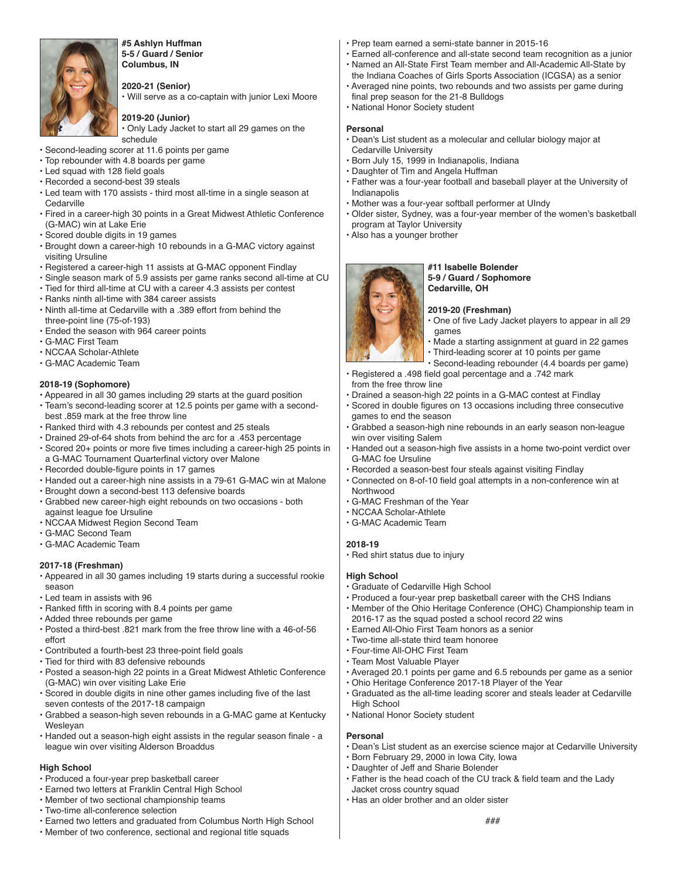**#5 Ashlyn Huffman**
**5-5 / Guard / Senior**
**Columbus, IN**

**2020-21 (Senior)**
- Will serve as a co-captain with junior Lexi Moore

**2019-20 (Junior)**
- Only Lady Jacket to start all 29 games on the schedule
- Second-leading scorer at 11.6 points per game
- Top rebounder with 4.8 boards per game
- Led squad with 128 field goals
- Recorded a second-best 39 steals
- Led team with 170 assists - third most all-time in a single season at Cedarville
- Fired in a career-high 30 points in a Great Midwest Athletic Conference (G-MAC) win at Lake Erie
- Scored double digits in 19 games
- Brought down a career-high 10 rebounds in a G-MAC victory against visiting Ursuline
- Registered a career-high 11 assists at G-MAC opponent Findlay
- Single season mark of 5.9 assists per game ranks second all-time at CU
- Tied for third all-time at CU with a career 4.3 assists per contest
- Ranks ninth all-time with 384 career assists
- Ninth all-time at Cedarville with a .389 effort from behind the three-point line (75-of-193)
- Ended the season with 964 career points
- G-MAC First Team
- NCCAA Scholar-Athlete
- G-MAC Academic Team

**2018-19 (Sophomore)**
- Appeared in all 30 games including 29 starts at the guard position
- Team's second-leading scorer at 12.5 points per game with a second-best .859 mark at the free throw line
- Ranked third with 4.3 rebounds per contest and 25 steals
- Drained 29-of-64 shots from behind the arc for a .453 percentage
- Scored 20+ points or more five times including a career-high 25 points in a G-MAC Tournament Quarterfinal victory over Malone
- Recorded double-figure points in 17 games
- Handed out a career-high nine assists in a 79-61 G-MAC win at Malone
- Brought down a second-best 113 defensive boards
- Grabbed new career-high eight rebounds on two occasions - both against league foe Ursuline
- NCCAA Midwest Region Second Team
- G-MAC Second Team
- G-MAC Academic Team

**2017-18 (Freshman)**
- Appeared in all 30 games including 19 starts during a successful rookie season
- Led team in assists with 96
- Ranked fifth in scoring with 8.4 points per game
- Added three rebounds per game
- Posted a third-best .821 mark from the free throw line with a 46-of-56 effort
- Contributed a fourth-best 23 three-point field goals
- Tied for third with 83 defensive rebounds
- Posted a season-high 22 points in a Great Midwest Athletic Conference (G-MAC) win over visiting Lake Erie
- Scored in double digits in nine other games including five of the last seven contests of the 2017-18 campaign
- Grabbed a season-high seven rebounds in a G-MAC game at Kentucky Wesleyan
- Handed out a season-high eight assists in the regular season finale - a league win over visiting Alderson Broaddus

**High School**
- Produced a four-year prep basketball career
- Earned two letters at Franklin Central High School
- Member of two sectional championship teams
- Two-time all-conference selection
- Earned two letters and graduated from Columbus North High School
- Member of two conference, sectional and regional title squads
- Prep team earned a semi-state banner in 2015-16
- Earned all-conference and all-state second team recognition as a junior
- Named an All-State First Team member and All-Academic All-State by the Indiana Coaches of Girls Sports Association (ICGSA) as a senior
- Averaged nine points, two rebounds and two assists per game during final prep season for the 21-8 Bulldogs
- National Honor Society student

**Personal**
- Dean's List student as a molecular and cellular biology major at Cedarville University
- Born July 15, 1999 in Indianapolis, Indiana
- Daughter of Tim and Angela Huffman
- Father was a four-year football and baseball player at the University of Indianapolis
- Mother was a four-year softball performer at UIndy
- Older sister, Sydney, was a four-year member of the women's basketball program at Taylor University
- Also has a younger brother

**#11 Isabelle Bolender**
**5-9 / Guard / Sophomore**
**Cedarville, OH**

**2019-20 (Freshman)**
- One of five Lady Jacket players to appear in all 29 games
- Made a starting assignment at guard in 22 games
- Third-leading scorer at 10 points per game
- Second-leading rebounder (4.4 boards per game)
- Registered a .498 field goal percentage and a .742 mark from the free throw line
- Drained a season-high 22 points in a G-MAC contest at Findlay
- Scored in double figures on 13 occasions including three consecutive games to end the season
- Grabbed a season-high nine rebounds in an early season non-league win over visiting Salem
- Handed out a season-high five assists in a home two-point verdict over G-MAC foe Ursuline
- Recorded a season-best four steals against visiting Findlay
- Connected on 8-of-10 field goal attempts in a non-conference win at Northwood
- G-MAC Freshman of the Year
- NCCAA Scholar-Athlete
- G-MAC Academic Team

**2018-19**
- Red shirt status due to injury

**High School**
- Graduate of Cedarville High School
- Produced a four-year prep basketball career with the CHS Indians
- Member of the Ohio Heritage Conference (OHC) Championship team in 2016-17 as the squad posted a school record 22 wins
- Earned All-Ohio First Team honors as a senior
- Two-time all-state third team honoree
- Four-time All-OHC First Team
- Team Most Valuable Player
- Averaged 20.1 points per game and 6.5 rebounds per game as a senior
- Ohio Heritage Conference 2017-18 Player of the Year
- Graduated as the all-time leading scorer and steals leader at Cedarville High School
- National Honor Society student

**Personal**
- Dean's List student as an exercise science major at Cedarville University
- Born February 29, 2000 in Iowa City, Iowa
- Daughter of Jeff and Sharie Bolender
- Father is the head coach of the CU track & field team and the Lady Jacket cross country squad
- Has an older brother and an older sister

###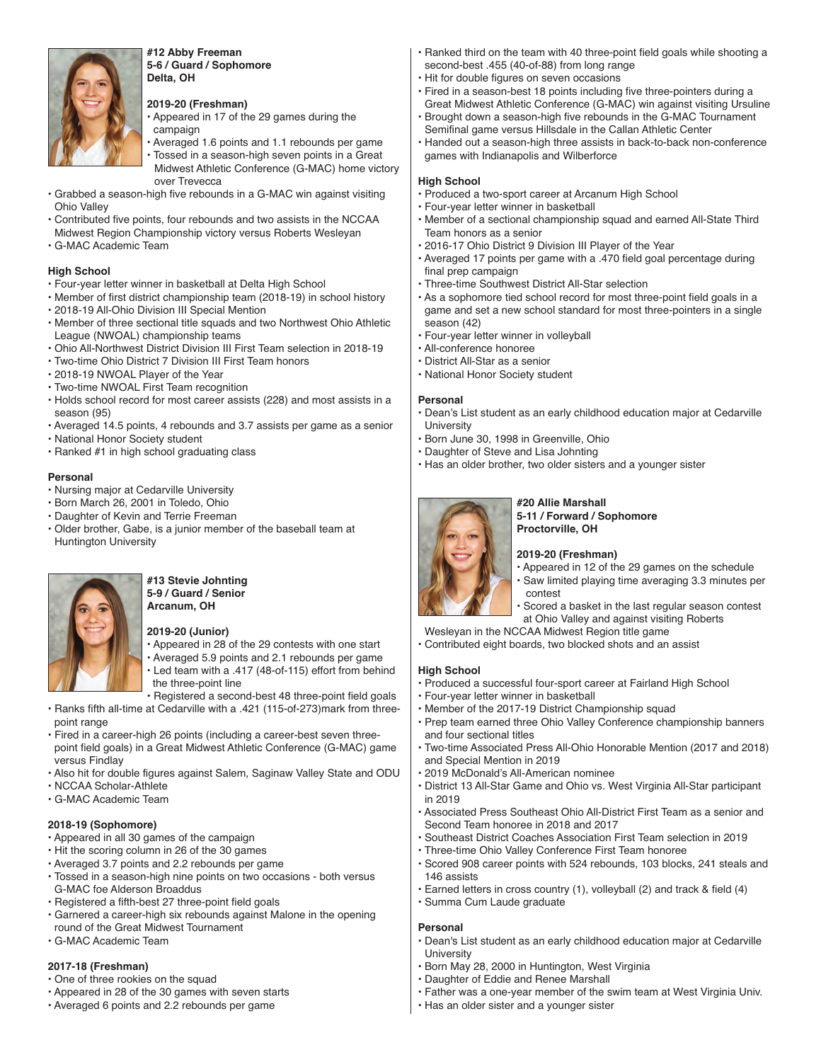## #12 Abby Freeman
**5-6 / Guard / Sophomore**
**Delta, OH**

### 2019-20 (Freshman)
- Appeared in 17 of the 29 games during the campaign
- Averaged 1.6 points and 1.1 rebounds per game
- Tossed in a season-high seven points in a Great Midwest Athletic Conference (G-MAC) home victory over Trevecca
- Grabbed a season-high five rebounds in a G-MAC win against visiting Ohio Valley
- Contributed five points, four rebounds and two assists in the NCCAA Midwest Region Championship victory versus Roberts Wesleyan
- G-MAC Academic Team

### High School
- Four-year letter winner in basketball at Delta High School
- Member of first district championship team (2018-19) in school history
- 2018-19 All-Ohio Division III Special Mention
- Member of three sectional title squads and two Northwest Ohio Athletic League (NWOAL) championship teams
- Ohio All-Northwest District Division III First Team selection in 2018-19
- Two-time Ohio District 7 Division III First Team honors
- 2018-19 NWOAL Player of the Year
- Two-time NWOAL First Team recognition
- Holds school record for most career assists (228) and most assists in a season (95)
- Averaged 14.5 points, 4 rebounds and 3.7 assists per game as a senior
- National Honor Society student
- Ranked #1 in high school graduating class

### Personal
- Nursing major at Cedarville University
- Born March 26, 2001 in Toledo, Ohio
- Daughter of Kevin and Terrie Freeman
- Older brother, Gabe, is a junior member of the baseball team at Huntington University

## #13 Stevie Johnting
**5-9 / Guard / Senior**
**Arcanum, OH**

### 2019-20 (Junior)
- Appeared in 28 of the 29 contests with one start
- Averaged 5.9 points and 2.1 rebounds per game
- Led team with a .417 (48-of-115) effort from behind the three-point line
- Registered a second-best 48 three-point field goals
- Ranks fifth all-time at Cedarville with a .421 (115-of-273)mark from three-point range
- Fired in a career-high 26 points (including a career-best seven three-point field goals) in a Great Midwest Athletic Conference (G-MAC) game versus Findlay
- Also hit for double figures against Salem, Saginaw Valley State and ODU
- NCCAA Scholar-Athlete
- G-MAC Academic Team

### 2018-19 (Sophomore)
- Appeared in all 30 games of the campaign
- Hit the scoring column in 26 of the 30 games
- Averaged 3.7 points and 2.2 rebounds per game
- Tossed in a season-high nine points on two occasions - both versus G-MAC foe Alderson Broaddus
- Registered a fifth-best 27 three-point field goals
- Garnered a career-high six rebounds against Malone in the opening round of the Great Midwest Tournament
- G-MAC Academic Team

### 2017-18 (Freshman)
- One of three rookies on the squad
- Appeared in 28 of the 30 games with seven starts
- Averaged 6 points and 2.2 rebounds per game
- Ranked third on the team with 40 three-point field goals while shooting a second-best .455 (40-of-88) from long range
- Hit for double figures on seven occasions
- Fired in a season-best 18 points including five three-pointers during a Great Midwest Athletic Conference (G-MAC) win against visiting Ursuline
- Brought down a season-high five rebounds in the G-MAC Tournament Semifinal game versus Hillsdale in the Callan Athletic Center
- Handed out a season-high three assists in back-to-back non-conference games with Indianapolis and Wilberforce

### High School
- Produced a two-sport career at Arcanum High School
- Four-year letter winner in basketball
- Member of a sectional championship squad and earned All-State Third Team honors as a senior
- 2016-17 Ohio District 9 Division III Player of the Year
- Averaged 17 points per game with a .470 field goal percentage during final prep campaign
- Three-time Southwest District All-Star selection
- As a sophomore tied school record for most three-point field goals in a game and set a new school standard for most three-pointers in a single season (42)
- Four-year letter winner in volleyball
- All-conference honoree
- District All-Star as a senior
- National Honor Society student

### Personal
- Dean's List student as an early childhood education major at Cedarville University
- Born June 30, 1998 in Greenville, Ohio
- Daughter of Steve and Lisa Johnting
- Has an older brother, two older sisters and a younger sister

## #20 Allie Marshall
**5-11 / Forward / Sophomore**
**Proctorville, OH**

### 2019-20 (Freshman)
- Appeared in 12 of the 29 games on the schedule
- Saw limited playing time averaging 3.3 minutes per contest
- Scored a basket in the last regular season contest at Ohio Valley and against visiting Roberts Wesleyan in the NCCAA Midwest Region title game
- Contributed eight boards, two blocked shots and an assist

### High School
- Produced a successful four-sport career at Fairland High School
- Four-year letter winner in basketball
- Member of the 2017-19 District Championship squad
- Prep team earned three Ohio Valley Conference championship banners and four sectional titles
- Two-time Associated Press All-Ohio Honorable Mention (2017 and 2018) and Special Mention in 2019
- 2019 McDonald's All-American nominee
- District 13 All-Star Game and Ohio vs. West Virginia All-Star participant in 2019
- Associated Press Southeast Ohio All-District First Team as a senior and Second Team honoree in 2018 and 2017
- Southeast District Coaches Association First Team selection in 2019
- Three-time Ohio Valley Conference First Team honoree
- Scored 908 career points with 524 rebounds, 103 blocks, 241 steals and 146 assists
- Earned letters in cross country (1), volleyball (2) and track & field (4)
- Summa Cum Laude graduate

### Personal
- Dean's List student as an early childhood education major at Cedarville University
- Born May 28, 2000 in Huntington, West Virginia
- Daughter of Eddie and Renee Marshall
- Father was a one-year member of the swim team at West Virginia Univ.
- Has an older sister and a younger sister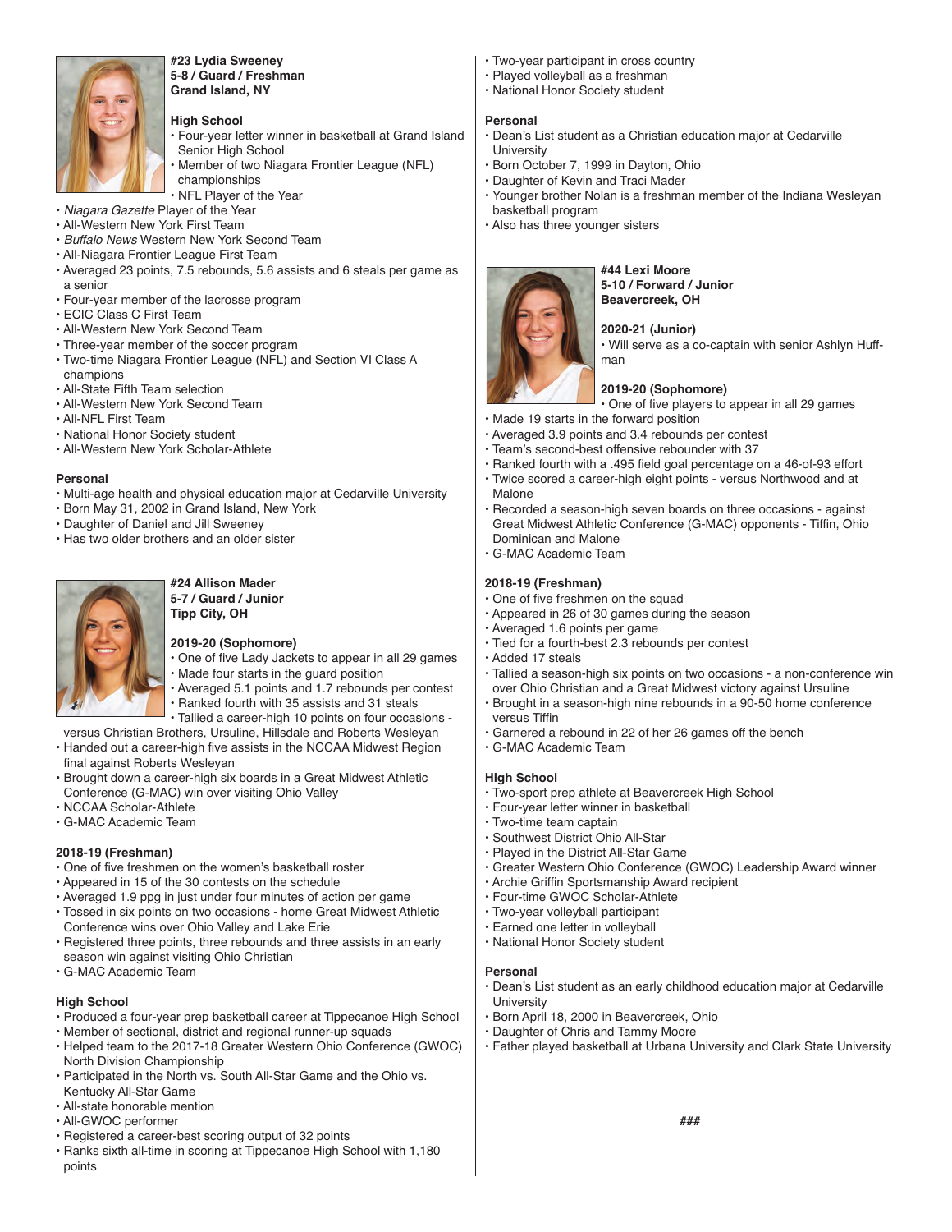**#23 Lydia Sweeney**
**5-8 / Guard / Freshman**
**Grand Island, NY**

### High School
- Four-year letter winner in basketball at Grand Island Senior High School
- Member of two Niagara Frontier League (NFL) championships
- NFL Player of the Year
- *Niagara Gazette* Player of the Year
- All-Western New York First Team
- *Buffalo News* Western New York Second Team
- All-Niagara Frontier League First Team
- Averaged 23 points, 7.5 rebounds, 5.6 assists and 6 steals per game as a senior
- Four-year member of the lacrosse program
- ECIC Class C First Team
- All-Western New York Second Team
- Three-year member of the soccer program
- Two-time Niagara Frontier League (NFL) and Section VI Class A champions
- All-State Fifth Team selection
- All-Western New York Second Team
- All-NFL First Team
- National Honor Society student
- All-Western New York Scholar-Athlete

### Personal
- Multi-age health and physical education major at Cedarville University
- Born May 31, 2002 in Grand Island, New York
- Daughter of Daniel and Jill Sweeney
- Has two older brothers and an older sister

**#24 Allison Mader**
**5-7 / Guard / Junior**
**Tipp City, OH**

### 2019-20 (Sophomore)
- One of five Lady Jackets to appear in all 29 games
- Made four starts in the guard position
- Averaged 5.1 points and 1.7 rebounds per contest
- Ranked fourth with 35 assists and 31 steals
- Tallied a career-high 10 points on four occasions - versus Christian Brothers, Ursuline, Hillsdale and Roberts Wesleyan
- Handed out a career-high five assists in the NCCAA Midwest Region final against Roberts Wesleyan
- Brought down a career-high six boards in a Great Midwest Athletic Conference (G-MAC) win over visiting Ohio Valley
- NCCAA Scholar-Athlete
- G-MAC Academic Team

### 2018-19 (Freshman)
- One of five freshmen on the women's basketball roster
- Appeared in 15 of the 30 contests on the schedule
- Averaged 1.9 ppg in just under four minutes of action per game
- Tossed in six points on two occasions - home Great Midwest Athletic Conference wins over Ohio Valley and Lake Erie
- Registered three points, three rebounds and three assists in an early season win against visiting Ohio Christian
- G-MAC Academic Team

### High School
- Produced a four-year prep basketball career at Tippecanoe High School
- Member of sectional, district and regional runner-up squads
- Helped team to the 2017-18 Greater Western Ohio Conference (GWOC) North Division Championship
- Participated in the North vs. South All-Star Game and the Ohio vs. Kentucky All-Star Game
- All-state honorable mention
- All-GWOC performer
- Registered a career-best scoring output of 32 points
- Ranks sixth all-time in scoring at Tippecanoe High School with 1,180 points
- Two-year participant in cross country
- Played volleyball as a freshman
- National Honor Society student

### Personal
- Dean's List student as a Christian education major at Cedarville University
- Born October 7, 1999 in Dayton, Ohio
- Daughter of Kevin and Traci Mader
- Younger brother Nolan is a freshman member of the Indiana Wesleyan basketball program
- Also has three younger sisters

**#44 Lexi Moore**
**5-10 / Forward / Junior**
**Beavercreek, OH**

### 2020-21 (Junior)
- Will serve as a co-captain with senior Ashlyn Huffman

### 2019-20 (Sophomore)
- One of five players to appear in all 29 games
- Made 19 starts in the forward position
- Averaged 3.9 points and 3.4 rebounds per contest
- Team's second-best offensive rebounder with 37
- Ranked fourth with a .495 field goal percentage on a 46-of-93 effort
- Twice scored a career-high eight points - versus Northwood and at Malone
- Recorded a season-high seven boards on three occasions - against Great Midwest Athletic Conference (G-MAC) opponents - Tiffin, Ohio Dominican and Malone
- G-MAC Academic Team

### 2018-19 (Freshman)
- One of five freshmen on the squad
- Appeared in 26 of 30 games during the season
- Averaged 1.6 points per game
- Tied for a fourth-best 2.3 rebounds per contest
- Added 17 steals
- Tallied a season-high six points on two occasions - a non-conference win over Ohio Christian and a Great Midwest victory against Ursuline
- Brought in a season-high nine rebounds in a 90-50 home conference versus Tiffin
- Garnered a rebound in 22 of her 26 games off the bench
- G-MAC Academic Team

### High School
- Two-sport prep athlete at Beavercreek High School
- Four-year letter winner in basketball
- Two-time team captain
- Southwest District Ohio All-Star
- Played in the District All-Star Game
- Greater Western Ohio Conference (GWOC) Leadership Award winner
- Archie Griffin Sportsmanship Award recipient
- Four-time GWOC Scholar-Athlete
- Two-year volleyball participant
- Earned one letter in volleyball
- National Honor Society student

### Personal
- Dean's List student as an early childhood education major at Cedarville University
- Born April 18, 2000 in Beavercreek, Ohio
- Daughter of Chris and Tammy Moore
- Father played basketball at Urbana University and Clark State University

###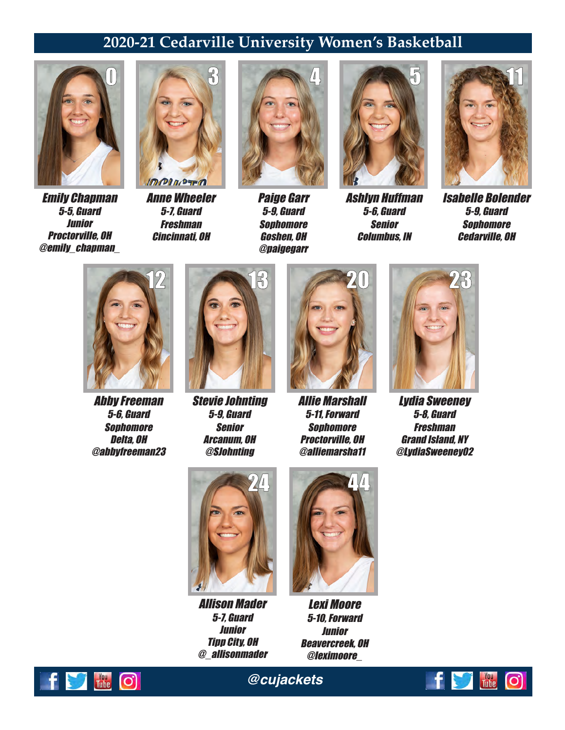# 2020-21 Cedarville University Women's Basketball

**0**
**Emily Chapman**
5-5, Guard
Junior
Proctorville, OH
@emily_chapman_

**3**
**Anne Wheeler**
5-7, Guard
Freshman
Cincinnati, OH

**4**
**Paige Garr**
5-9, Guard
Sophomore
Goshen, OH
@paigegarr

**5**
**Ashlyn Huffman**
5-6, Guard
Senior
Columbus, IN

**11**
**Isabelle Bolender**
5-9, Guard
Sophomore
Cedarville, OH

**12**
**Abby Freeman**
5-6, Guard
Sophomore
Delta, OH
@abbyfreeman23

**13**
**Stevie Johnting**
5-9, Guard
Senior
Arcanum, OH
@SJohnting

**20**
**Allie Marshall**
5-11, Forward
Sophomore
Proctorville, OH
@alliemarsha11

**23**
**Lydia Sweeney**
5-8, Guard
Freshman
Grand Island, NY
@LydiaSweeney02

**24**
**Allison Mader**
5-7, Guard
Junior
Tipp City, OH
@_allisonmader

**44**
**Lexi Moore**
5-10, Forward
Junior
Beavercreek, OH
@leximoore_

@cujackets